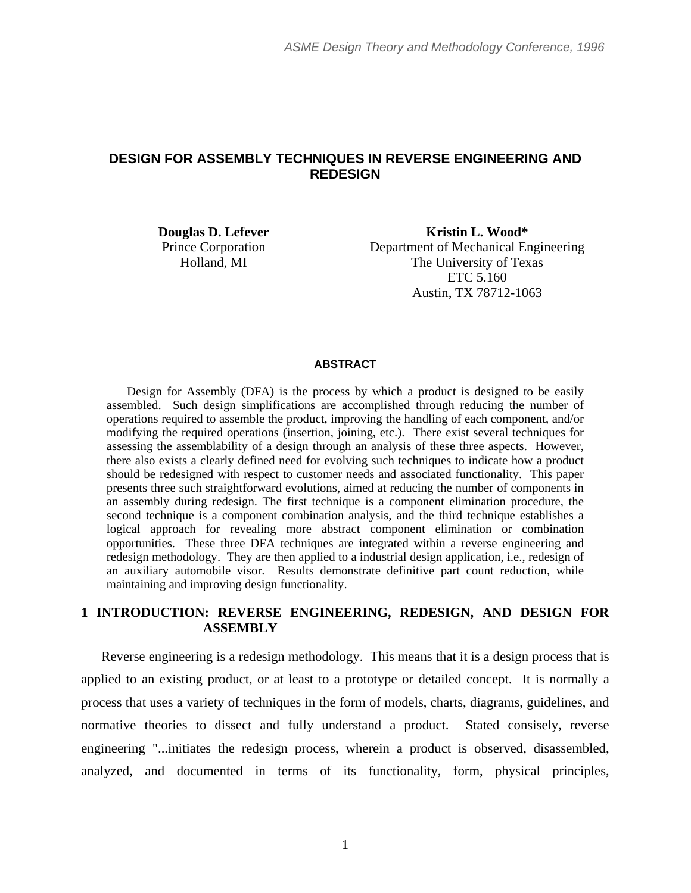# DESIGN FOR ASSEMBLY TECHNIQUES IN REVERSE ENGINEERING AND REDESIGN

**Douglas D. Lefever**
Prince Corporation
Holland, MI

**Kristin L. Wood***
Department of Mechanical Engineering
The University of Texas
ETC 5.160
Austin, TX 78712-1063

## ABSTRACT

Design for Assembly (DFA) is the process by which a product is designed to be easily assembled. Such design simplifications are accomplished through reducing the number of operations required to assemble the product, improving the handling of each component, and/or modifying the required operations (insertion, joining, etc.). There exist several techniques for assessing the assemblability of a design through an analysis of these three aspects. However, there also exists a clearly defined need for evolving such techniques to indicate how a product should be redesigned with respect to customer needs and associated functionality. This paper presents three such straightforward evolutions, aimed at reducing the number of components in an assembly during redesign. The first technique is a component elimination procedure, the second technique is a component combination analysis, and the third technique establishes a logical approach for revealing more abstract component elimination or combination opportunities. These three DFA techniques are integrated within a reverse engineering and redesign methodology. They are then applied to a industrial design application, i.e., redesign of an auxiliary automobile visor. Results demonstrate definitive part count reduction, while maintaining and improving design functionality.

## 1 INTRODUCTION: REVERSE ENGINEERING, REDESIGN, AND DESIGN FOR ASSEMBLY

Reverse engineering is a redesign methodology. This means that it is a design process that is applied to an existing product, or at least to a prototype or detailed concept. It is normally a process that uses a variety of techniques in the form of models, charts, diagrams, guidelines, and normative theories to dissect and fully understand a product. Stated consisely, reverse engineering "...initiates the redesign process, wherein a product is observed, disassembled, analyzed, and documented in terms of its functionality, form, physical principles,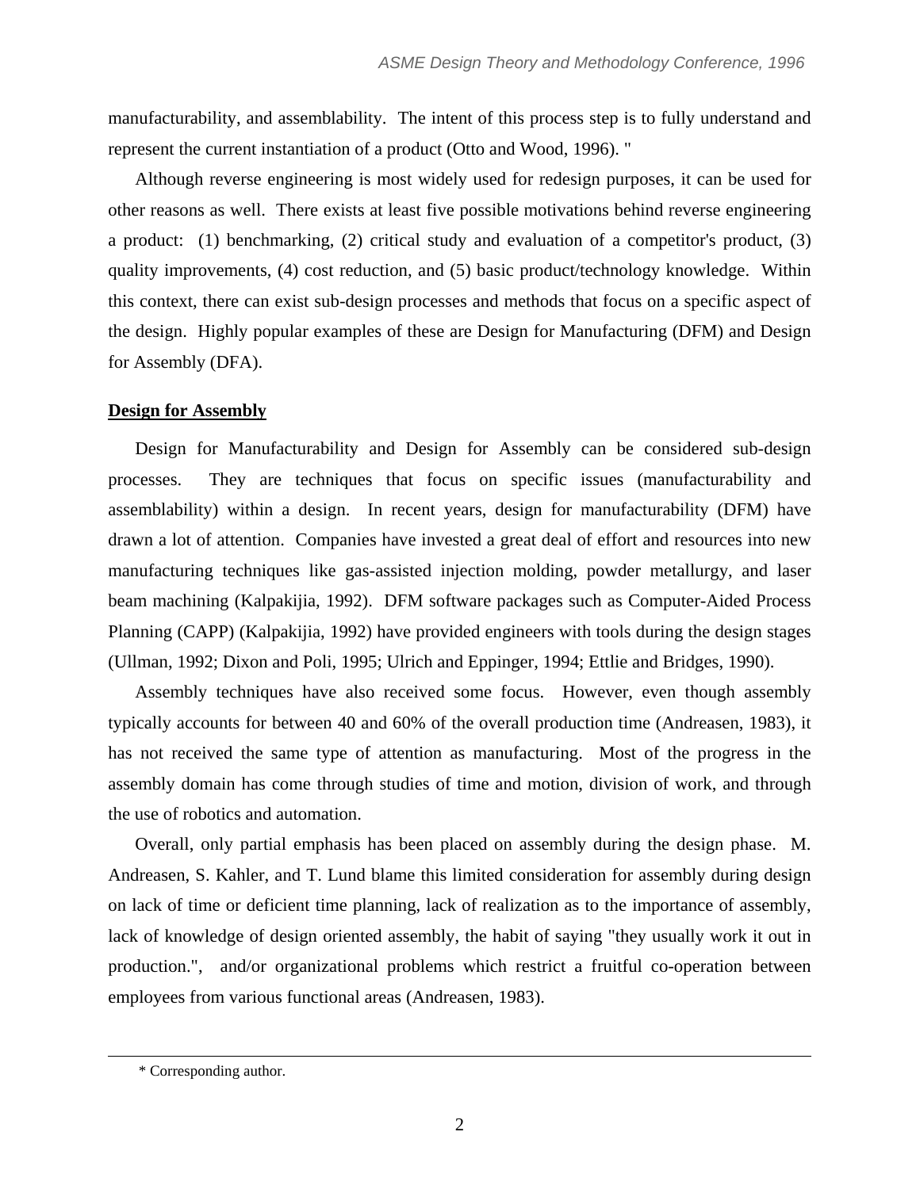manufacturability, and assemblability. The intent of this process step is to fully understand and represent the current instantiation of a product (Otto and Wood, 1996). "

Although reverse engineering is most widely used for redesign purposes, it can be used for other reasons as well. There exists at least five possible motivations behind reverse engineering a product: (1) benchmarking, (2) critical study and evaluation of a competitor's product, (3) quality improvements, (4) cost reduction, and (5) basic product/technology knowledge. Within this context, there can exist sub-design processes and methods that focus on a specific aspect of the design. Highly popular examples of these are Design for Manufacturing (DFM) and Design for Assembly (DFA).

## Design for Assembly

Design for Manufacturability and Design for Assembly can be considered sub-design processes. They are techniques that focus on specific issues (manufacturability and assemblability) within a design. In recent years, design for manufacturability (DFM) have drawn a lot of attention. Companies have invested a great deal of effort and resources into new manufacturing techniques like gas-assisted injection molding, powder metallurgy, and laser beam machining (Kalpakijia, 1992). DFM software packages such as Computer-Aided Process Planning (CAPP) (Kalpakijia, 1992) have provided engineers with tools during the design stages (Ullman, 1992; Dixon and Poli, 1995; Ulrich and Eppinger, 1994; Ettlie and Bridges, 1990).

Assembly techniques have also received some focus. However, even though assembly typically accounts for between 40 and 60% of the overall production time (Andreasen, 1983), it has not received the same type of attention as manufacturing. Most of the progress in the assembly domain has come through studies of time and motion, division of work, and through the use of robotics and automation.

Overall, only partial emphasis has been placed on assembly during the design phase. M. Andreasen, S. Kahler, and T. Lund blame this limited consideration for assembly during design on lack of time or deficient time planning, lack of realization as to the importance of assembly, lack of knowledge of design oriented assembly, the habit of saying "they usually work it out in production.", and/or organizational problems which restrict a fruitful co-operation between employees from various functional areas (Andreasen, 1983).

---

\* Corresponding author.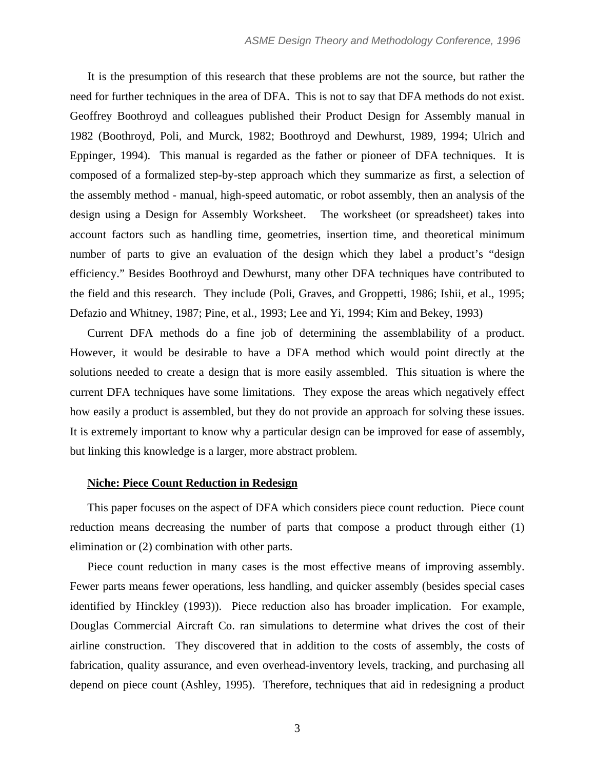It is the presumption of this research that these problems are not the source, but rather the need for further techniques in the area of DFA. This is not to say that DFA methods do not exist. Geoffrey Boothroyd and colleagues published their Product Design for Assembly manual in 1982 (Boothroyd, Poli, and Murck, 1982; Boothroyd and Dewhurst, 1989, 1994; Ulrich and Eppinger, 1994). This manual is regarded as the father or pioneer of DFA techniques. It is composed of a formalized step-by-step approach which they summarize as first, a selection of the assembly method - manual, high-speed automatic, or robot assembly, then an analysis of the design using a Design for Assembly Worksheet. The worksheet (or spreadsheet) takes into account factors such as handling time, geometries, insertion time, and theoretical minimum number of parts to give an evaluation of the design which they label a product's "design efficiency." Besides Boothroyd and Dewhurst, many other DFA techniques have contributed to the field and this research. They include (Poli, Graves, and Groppetti, 1986; Ishii, et al., 1995; Defazio and Whitney, 1987; Pine, et al., 1993; Lee and Yi, 1994; Kim and Bekey, 1993)

Current DFA methods do a fine job of determining the assemblability of a product. However, it would be desirable to have a DFA method which would point directly at the solutions needed to create a design that is more easily assembled. This situation is where the current DFA techniques have some limitations. They expose the areas which negatively effect how easily a product is assembled, but they do not provide an approach for solving these issues. It is extremely important to know why a particular design can be improved for ease of assembly, but linking this knowledge is a larger, more abstract problem.

## Niche: Piece Count Reduction in Redesign

This paper focuses on the aspect of DFA which considers piece count reduction. Piece count reduction means decreasing the number of parts that compose a product through either (1) elimination or (2) combination with other parts.

Piece count reduction in many cases is the most effective means of improving assembly. Fewer parts means fewer operations, less handling, and quicker assembly (besides special cases identified by Hinckley (1993)). Piece reduction also has broader implication. For example, Douglas Commercial Aircraft Co. ran simulations to determine what drives the cost of their airline construction. They discovered that in addition to the costs of assembly, the costs of fabrication, quality assurance, and even overhead-inventory levels, tracking, and purchasing all depend on piece count (Ashley, 1995). Therefore, techniques that aid in redesigning a product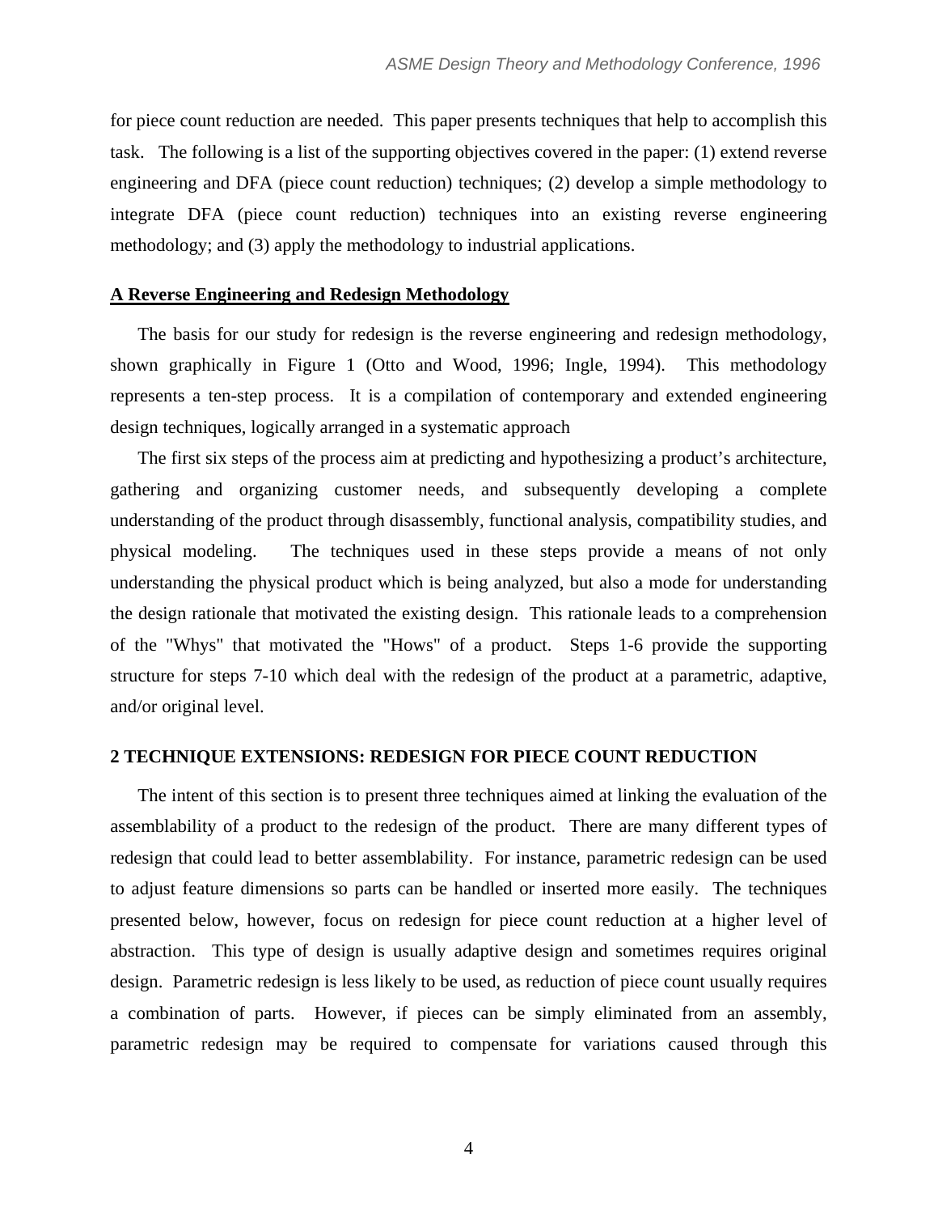for piece count reduction are needed. This paper presents techniques that help to accomplish this task. The following is a list of the supporting objectives covered in the paper: (1) extend reverse engineering and DFA (piece count reduction) techniques; (2) develop a simple methodology to integrate DFA (piece count reduction) techniques into an existing reverse engineering methodology; and (3) apply the methodology to industrial applications.

## A Reverse Engineering and Redesign Methodology

The basis for our study for redesign is the reverse engineering and redesign methodology, shown graphically in Figure 1 (Otto and Wood, 1996; Ingle, 1994). This methodology represents a ten-step process. It is a compilation of contemporary and extended engineering design techniques, logically arranged in a systematic approach

The first six steps of the process aim at predicting and hypothesizing a product's architecture, gathering and organizing customer needs, and subsequently developing a complete understanding of the product through disassembly, functional analysis, compatibility studies, and physical modeling. The techniques used in these steps provide a means of not only understanding the physical product which is being analyzed, but also a mode for understanding the design rationale that motivated the existing design. This rationale leads to a comprehension of the "Whys" that motivated the "Hows" of a product. Steps 1-6 provide the supporting structure for steps 7-10 which deal with the redesign of the product at a parametric, adaptive, and/or original level.

## 2 TECHNIQUE EXTENSIONS: REDESIGN FOR PIECE COUNT REDUCTION

The intent of this section is to present three techniques aimed at linking the evaluation of the assemblability of a product to the redesign of the product. There are many different types of redesign that could lead to better assemblability. For instance, parametric redesign can be used to adjust feature dimensions so parts can be handled or inserted more easily. The techniques presented below, however, focus on redesign for piece count reduction at a higher level of abstraction. This type of design is usually adaptive design and sometimes requires original design. Parametric redesign is less likely to be used, as reduction of piece count usually requires a combination of parts. However, if pieces can be simply eliminated from an assembly, parametric redesign may be required to compensate for variations caused through this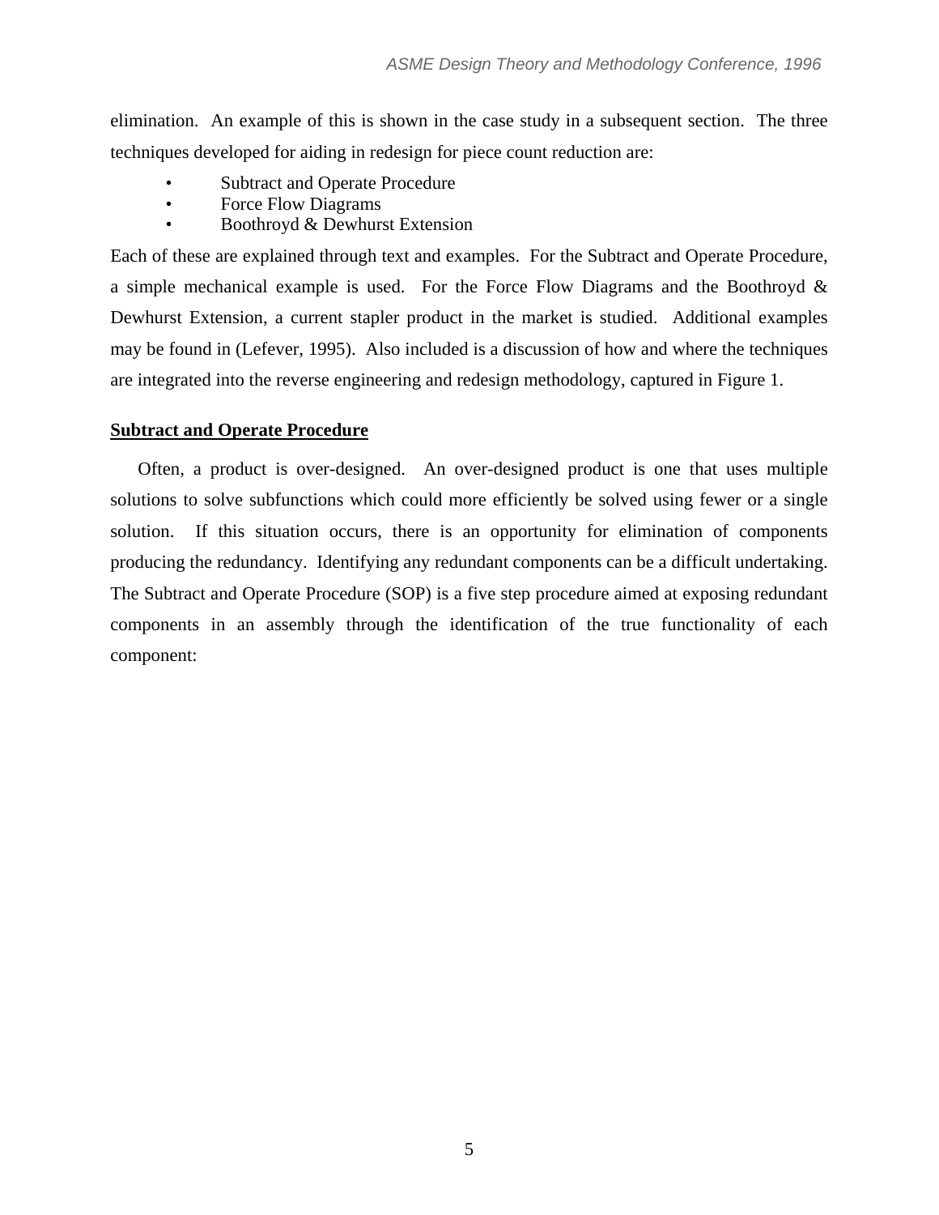elimination. An example of this is shown in the case study in a subsequent section. The three techniques developed for aiding in redesign for piece count reduction are:

- Subtract and Operate Procedure
- Force Flow Diagrams
- Boothroyd & Dewhurst Extension

Each of these are explained through text and examples. For the Subtract and Operate Procedure, a simple mechanical example is used. For the Force Flow Diagrams and the Boothroyd & Dewhurst Extension, a current stapler product in the market is studied. Additional examples may be found in (Lefever, 1995). Also included is a discussion of how and where the techniques are integrated into the reverse engineering and redesign methodology, captured in Figure 1.

## Subtract and Operate Procedure

Often, a product is over-designed. An over-designed product is one that uses multiple solutions to solve subfunctions which could more efficiently be solved using fewer or a single solution. If this situation occurs, there is an opportunity for elimination of components producing the redundancy. Identifying any redundant components can be a difficult undertaking. The Subtract and Operate Procedure (SOP) is a five step procedure aimed at exposing redundant components in an assembly through the identification of the true functionality of each component: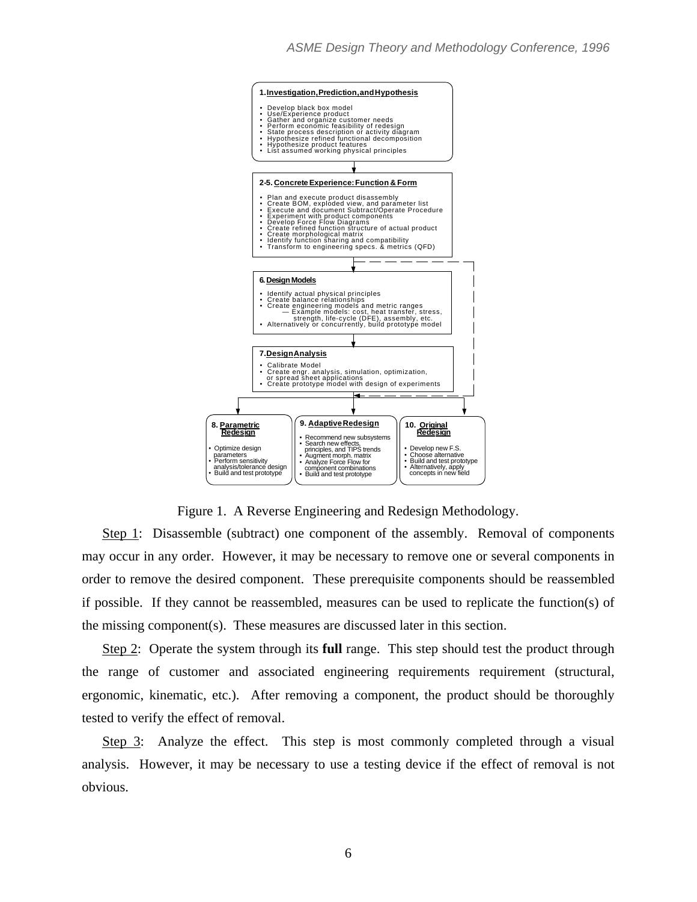**1. Investigation, Prediction, and Hypothesis**

- Develop black box model
- Use/Experience product
- Gather and organize customer needs
- Perform economic feasibility of redesign
- State process description or activity diagram
- Hypothesize refined functional decomposition
- Hypothesize product features
- List assumed working physical principles

**2-5. Concrete Experience: Function & Form**

- Plan and execute product disassembly
- Create BOM, exploded view, and parameter list
- Execute and document Subtract/Operate Procedure
- Experiment with product components
- Develop Force Flow Diagrams
- Create refined function structure of actual product
- Create morphological matrix
- Identify function sharing and compatibility
- Transform to engineering specs. & metrics (QFD)

**6. Design Models**

- Identify actual physical principles
- Create balance relationships
- Create engineering models and metric ranges
  — Example models: cost, heat transfer, stress, strength, life-cycle (DFE), assembly, etc.
- Alternatively or concurrently, build prototype model

**7. Design Analysis**

- Calibrate Model
- Create engr. analysis, simulation, optimization, or spread sheet applications
- Create prototype model with design of experiments

**8. Parametric Redesign**

- Optimize design parameters
- Perform sensitivity analysis/tolerance design
- Build and test prototype

**9. Adaptive Redesign**

- Recommend new subsystems
- Search new effects, principles, and TIPS trends
- Augment morph. matrix
- Analyze Force Flow for component combinations
- Build and test prototype

**10. Original Redesign**

- Develop new F.S.
- Choose alternative
- Build and test prototype
- Alternatively, apply concepts in new field

Figure 1. A Reverse Engineering and Redesign Methodology.

Step 1: Disassemble (subtract) one component of the assembly. Removal of components may occur in any order. However, it may be necessary to remove one or several components in order to remove the desired component. These prerequisite components should be reassembled if possible. If they cannot be reassembled, measures can be used to replicate the function(s) of the missing component(s). These measures are discussed later in this section.

Step 2: Operate the system through its **full** range. This step should test the product through the range of customer and associated engineering requirements requirement (structural, ergonomic, kinematic, etc.). After removing a component, the product should be thoroughly tested to verify the effect of removal.

Step 3: Analyze the effect. This step is most commonly completed through a visual analysis. However, it may be necessary to use a testing device if the effect of removal is not obvious.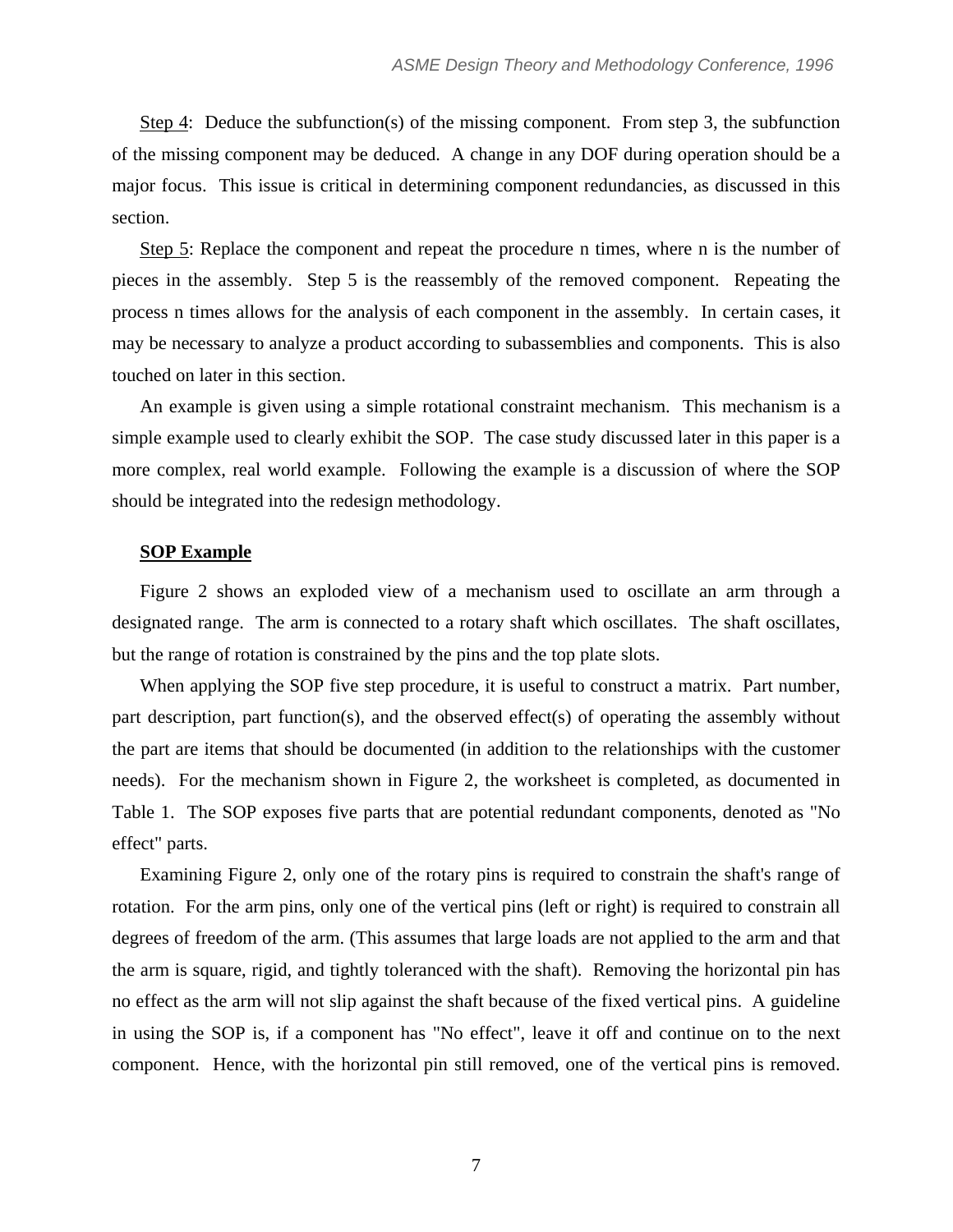Step 4: Deduce the subfunction(s) of the missing component. From step 3, the subfunction of the missing component may be deduced. A change in any DOF during operation should be a major focus. This issue is critical in determining component redundancies, as discussed in this section.

Step 5: Replace the component and repeat the procedure n times, where n is the number of pieces in the assembly. Step 5 is the reassembly of the removed component. Repeating the process n times allows for the analysis of each component in the assembly. In certain cases, it may be necessary to analyze a product according to subassemblies and components. This is also touched on later in this section.

An example is given using a simple rotational constraint mechanism. This mechanism is a simple example used to clearly exhibit the SOP. The case study discussed later in this paper is a more complex, real world example. Following the example is a discussion of where the SOP should be integrated into the redesign methodology.

**SOP Example**

Figure 2 shows an exploded view of a mechanism used to oscillate an arm through a designated range. The arm is connected to a rotary shaft which oscillates. The shaft oscillates, but the range of rotation is constrained by the pins and the top plate slots.

When applying the SOP five step procedure, it is useful to construct a matrix. Part number, part description, part function(s), and the observed effect(s) of operating the assembly without the part are items that should be documented (in addition to the relationships with the customer needs). For the mechanism shown in Figure 2, the worksheet is completed, as documented in Table 1. The SOP exposes five parts that are potential redundant components, denoted as "No effect" parts.

Examining Figure 2, only one of the rotary pins is required to constrain the shaft's range of rotation. For the arm pins, only one of the vertical pins (left or right) is required to constrain all degrees of freedom of the arm. (This assumes that large loads are not applied to the arm and that the arm is square, rigid, and tightly toleranced with the shaft). Removing the horizontal pin has no effect as the arm will not slip against the shaft because of the fixed vertical pins. A guideline in using the SOP is, if a component has "No effect", leave it off and continue on to the next component. Hence, with the horizontal pin still removed, one of the vertical pins is removed.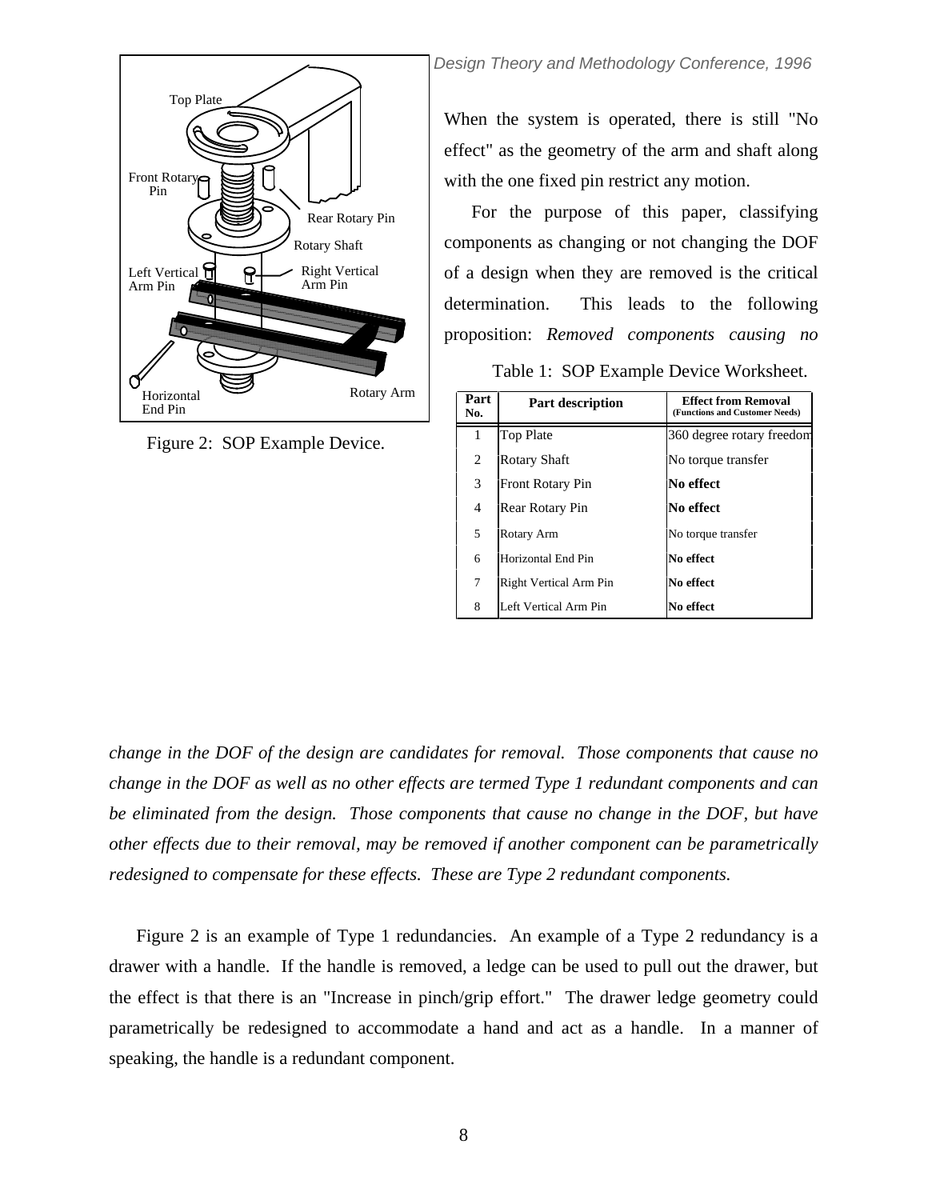When the system is operated, there is still "No effect" as the geometry of the arm and shaft along with the one fixed pin restrict any motion.

For the purpose of this paper, classifying components as changing or not changing the DOF of a design when they are removed is the critical determination. This leads to the following proposition: *Removed components causing no change in the DOF of the design are candidates for removal. Those components that cause no change in the DOF as well as no other effects are termed Type 1 redundant components and can be eliminated from the design. Those components that cause no change in the DOF, but have other effects due to their removal, may be removed if another component can be parametrically redesigned to compensate for these effects. These are Type 2 redundant components.*

Figure 2: SOP Example Device.

Table 1: SOP Example Device Worksheet.

| Part No. | Part description | Effect from Removal (Functions and Customer Needs) |
|---|---|---|
| 1 | Top Plate | 360 degree rotary freedom |
| 2 | Rotary Shaft | No torque transfer |
| 3 | Front Rotary Pin | **No effect** |
| 4 | Rear Rotary Pin | **No effect** |
| 5 | Rotary Arm | No torque transfer |
| 6 | Horizontal End Pin | **No effect** |
| 7 | Right Vertical Arm Pin | **No effect** |
| 8 | Left Vertical Arm Pin | **No effect** |

Figure 2 is an example of Type 1 redundancies. An example of a Type 2 redundancy is a drawer with a handle. If the handle is removed, a ledge can be used to pull out the drawer, but the effect is that there is an "Increase in pinch/grip effort." The drawer ledge geometry could parametrically be redesigned to accommodate a hand and act as a handle. In a manner of speaking, the handle is a redundant component.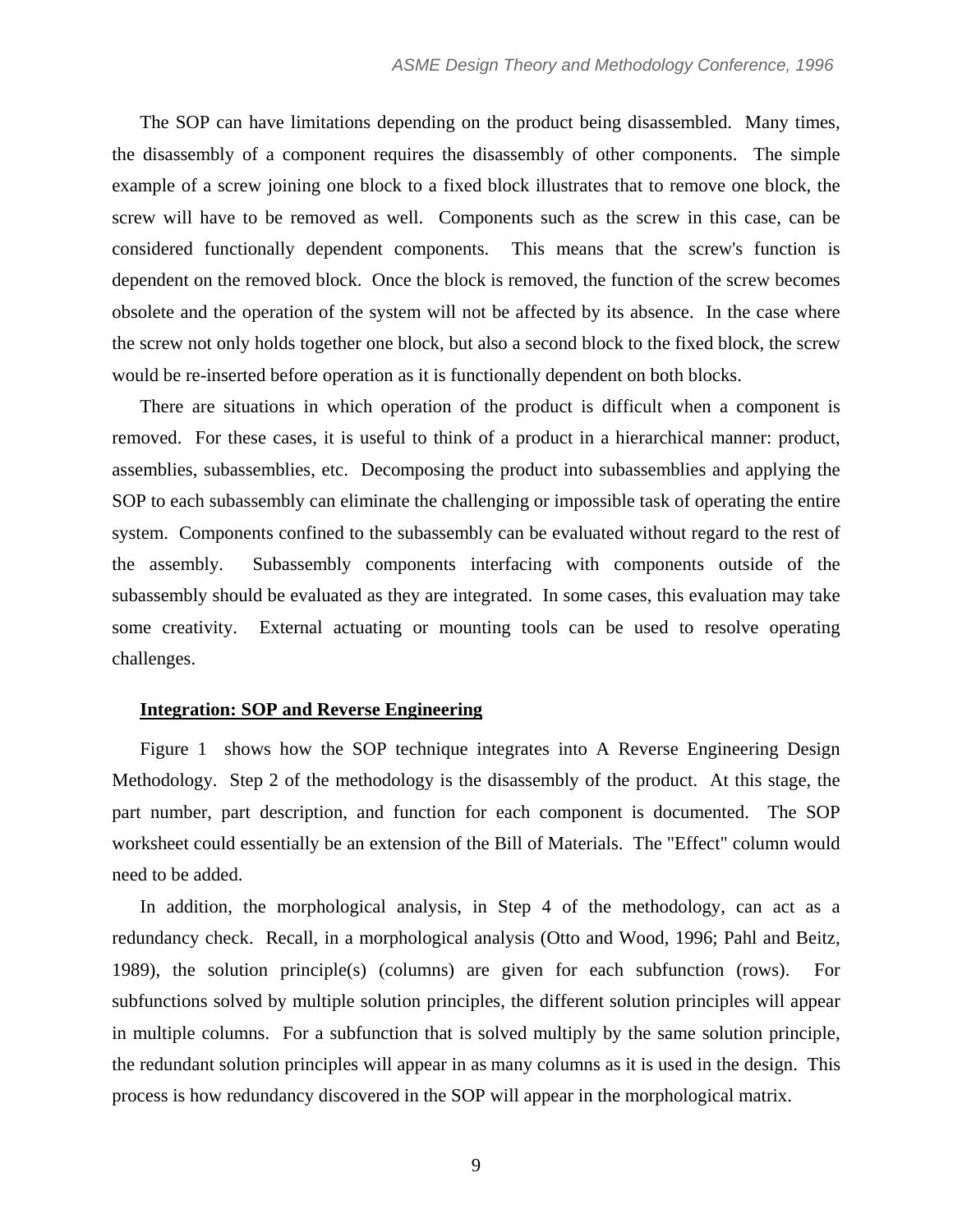The SOP can have limitations depending on the product being disassembled. Many times, the disassembly of a component requires the disassembly of other components. The simple example of a screw joining one block to a fixed block illustrates that to remove one block, the screw will have to be removed as well. Components such as the screw in this case, can be considered functionally dependent components. This means that the screw's function is dependent on the removed block. Once the block is removed, the function of the screw becomes obsolete and the operation of the system will not be affected by its absence. In the case where the screw not only holds together one block, but also a second block to the fixed block, the screw would be re-inserted before operation as it is functionally dependent on both blocks.

There are situations in which operation of the product is difficult when a component is removed. For these cases, it is useful to think of a product in a hierarchical manner: product, assemblies, subassemblies, etc. Decomposing the product into subassemblies and applying the SOP to each subassembly can eliminate the challenging or impossible task of operating the entire system. Components confined to the subassembly can be evaluated without regard to the rest of the assembly. Subassembly components interfacing with components outside of the subassembly should be evaluated as they are integrated. In some cases, this evaluation may take some creativity. External actuating or mounting tools can be used to resolve operating challenges.

## Integration: SOP and Reverse Engineering

Figure 1 shows how the SOP technique integrates into A Reverse Engineering Design Methodology. Step 2 of the methodology is the disassembly of the product. At this stage, the part number, part description, and function for each component is documented. The SOP worksheet could essentially be an extension of the Bill of Materials. The "Effect" column would need to be added.

In addition, the morphological analysis, in Step 4 of the methodology, can act as a redundancy check. Recall, in a morphological analysis (Otto and Wood, 1996; Pahl and Beitz, 1989), the solution principle(s) (columns) are given for each subfunction (rows). For subfunctions solved by multiple solution principles, the different solution principles will appear in multiple columns. For a subfunction that is solved multiply by the same solution principle, the redundant solution principles will appear in as many columns as it is used in the design. This process is how redundancy discovered in the SOP will appear in the morphological matrix.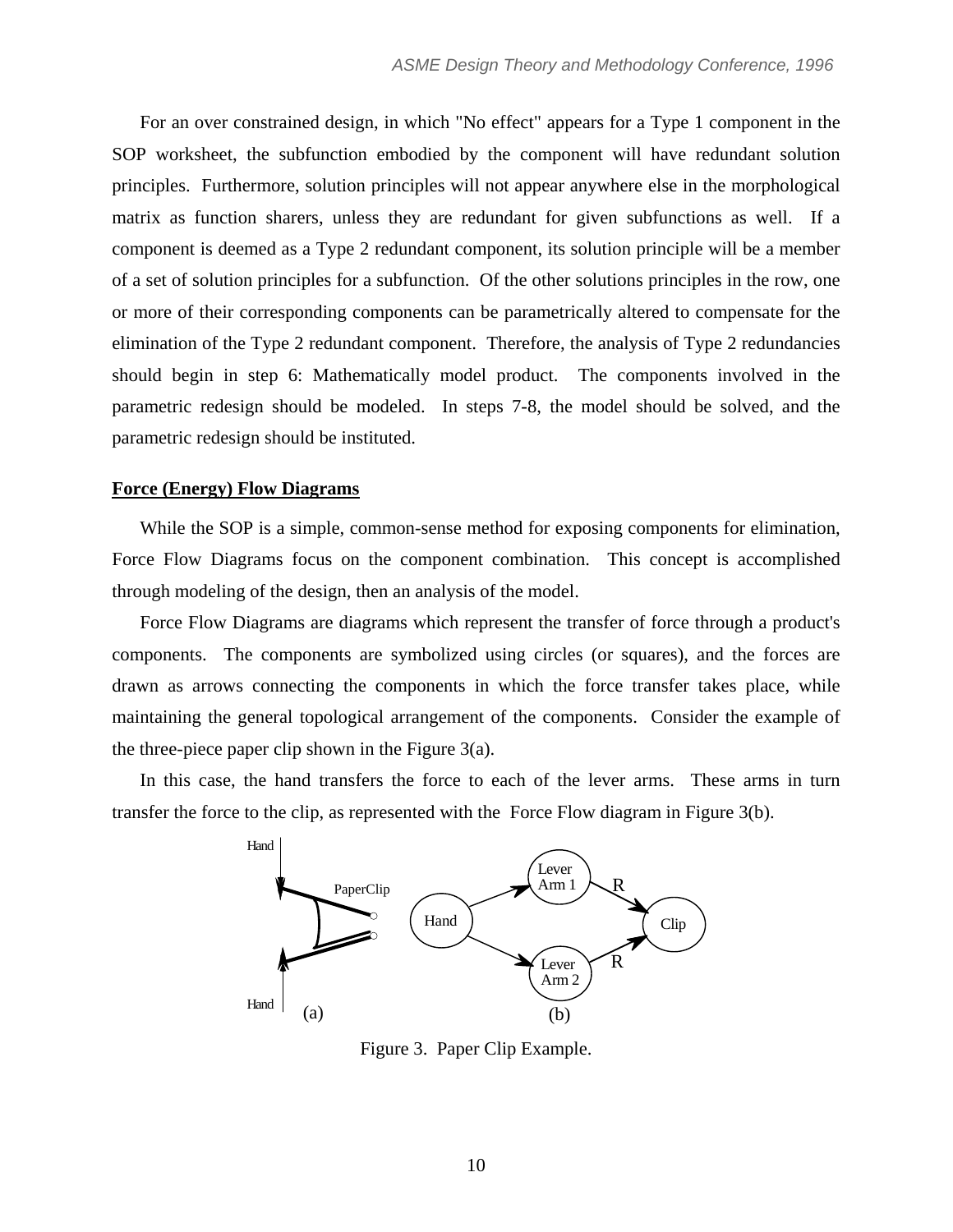For an over constrained design, in which "No effect" appears for a Type 1 component in the SOP worksheet, the subfunction embodied by the component will have redundant solution principles. Furthermore, solution principles will not appear anywhere else in the morphological matrix as function sharers, unless they are redundant for given subfunctions as well. If a component is deemed as a Type 2 redundant component, its solution principle will be a member of a set of solution principles for a subfunction. Of the other solutions principles in the row, one or more of their corresponding components can be parametrically altered to compensate for the elimination of the Type 2 redundant component. Therefore, the analysis of Type 2 redundancies should begin in step 6: Mathematically model product. The components involved in the parametric redesign should be modeled. In steps 7-8, the model should be solved, and the parametric redesign should be instituted.

## Force (Energy) Flow Diagrams

While the SOP is a simple, common-sense method for exposing components for elimination, Force Flow Diagrams focus on the component combination. This concept is accomplished through modeling of the design, then an analysis of the model.

Force Flow Diagrams are diagrams which represent the transfer of force through a product's components. The components are symbolized using circles (or squares), and the forces are drawn as arrows connecting the components in which the force transfer takes place, while maintaining the general topological arrangement of the components. Consider the example of the three-piece paper clip shown in the Figure 3(a).

In this case, the hand transfers the force to each of the lever arms. These arms in turn transfer the force to the clip, as represented with the Force Flow diagram in Figure 3(b).

Figure 3. Paper Clip Example.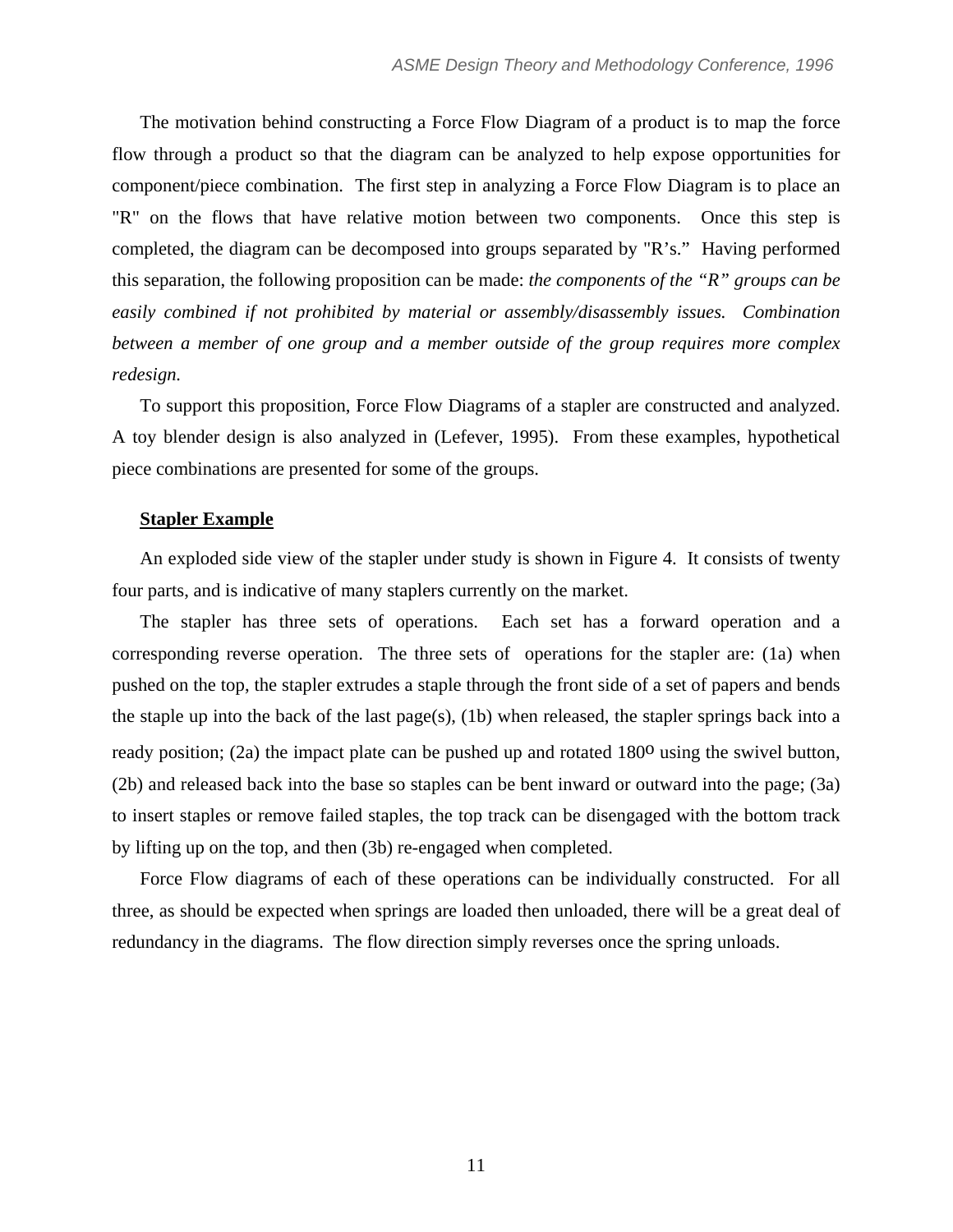The motivation behind constructing a Force Flow Diagram of a product is to map the force flow through a product so that the diagram can be analyzed to help expose opportunities for component/piece combination. The first step in analyzing a Force Flow Diagram is to place an "R" on the flows that have relative motion between two components. Once this step is completed, the diagram can be decomposed into groups separated by "R's." Having performed this separation, the following proposition can be made: *the components of the "R" groups can be easily combined if not prohibited by material or assembly/disassembly issues. Combination between a member of one group and a member outside of the group requires more complex redesign.*

To support this proposition, Force Flow Diagrams of a stapler are constructed and analyzed. A toy blender design is also analyzed in (Lefever, 1995). From these examples, hypothetical piece combinations are presented for some of the groups.

**Stapler Example**

An exploded side view of the stapler under study is shown in Figure 4. It consists of twenty four parts, and is indicative of many staplers currently on the market.

The stapler has three sets of operations. Each set has a forward operation and a corresponding reverse operation. The three sets of operations for the stapler are: (1a) when pushed on the top, the stapler extrudes a staple through the front side of a set of papers and bends the staple up into the back of the last page(s), (1b) when released, the stapler springs back into a ready position; (2a) the impact plate can be pushed up and rotated 180$^{o}$ using the swivel button, (2b) and released back into the base so staples can be bent inward or outward into the page; (3a) to insert staples or remove failed staples, the top track can be disengaged with the bottom track by lifting up on the top, and then (3b) re-engaged when completed.

Force Flow diagrams of each of these operations can be individually constructed. For all three, as should be expected when springs are loaded then unloaded, there will be a great deal of redundancy in the diagrams. The flow direction simply reverses once the spring unloads.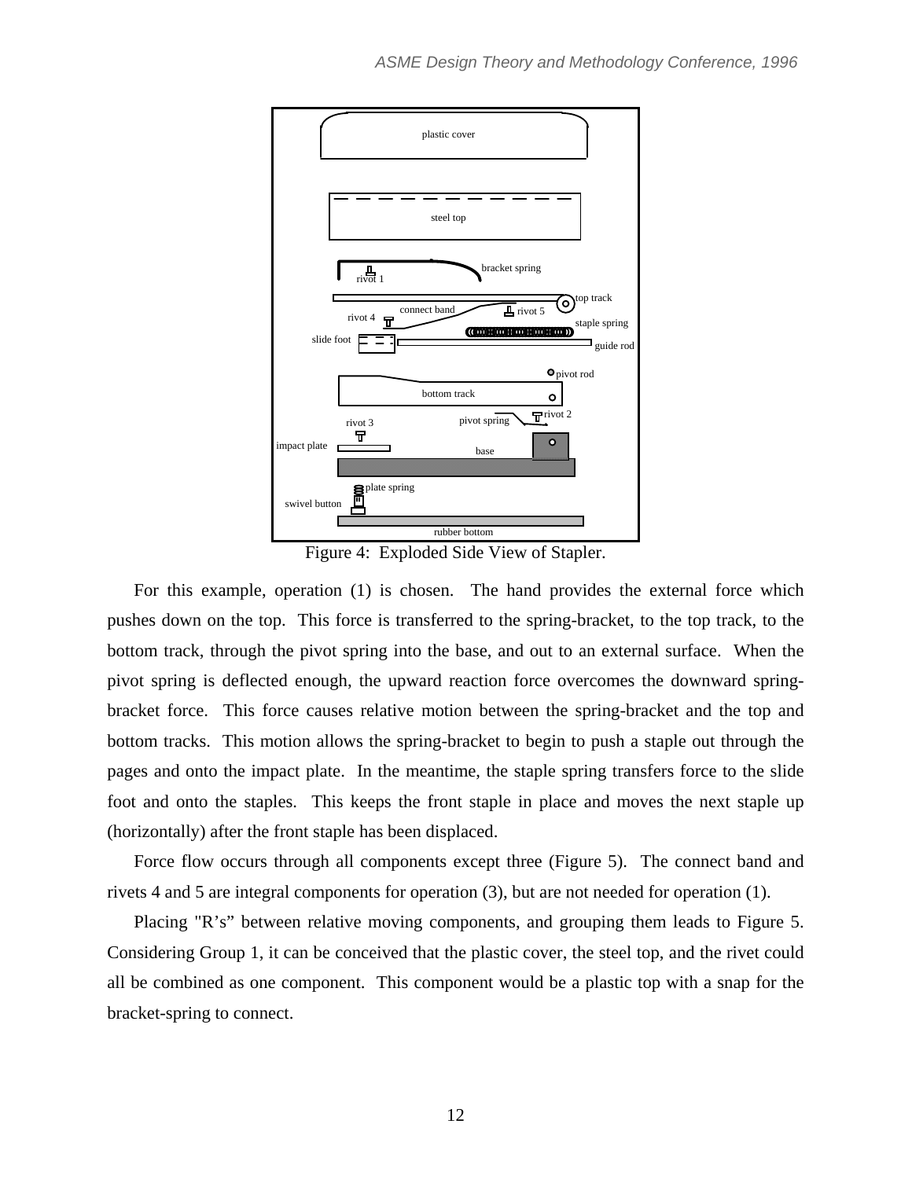Figure 4: Exploded Side View of Stapler.

For this example, operation (1) is chosen. The hand provides the external force which pushes down on the top. This force is transferred to the spring-bracket, to the top track, to the bottom track, through the pivot spring into the base, and out to an external surface. When the pivot spring is deflected enough, the upward reaction force overcomes the downward spring-bracket force. This force causes relative motion between the spring-bracket and the top and bottom tracks. This motion allows the spring-bracket to begin to push a staple out through the pages and onto the impact plate. In the meantime, the staple spring transfers force to the slide foot and onto the staples. This keeps the front staple in place and moves the next staple up (horizontally) after the front staple has been displaced.

Force flow occurs through all components except three (Figure 5). The connect band and rivets 4 and 5 are integral components for operation (3), but are not needed for operation (1).

Placing "R's" between relative moving components, and grouping them leads to Figure 5. Considering Group 1, it can be conceived that the plastic cover, the steel top, and the rivet could all be combined as one component. This component would be a plastic top with a snap for the bracket-spring to connect.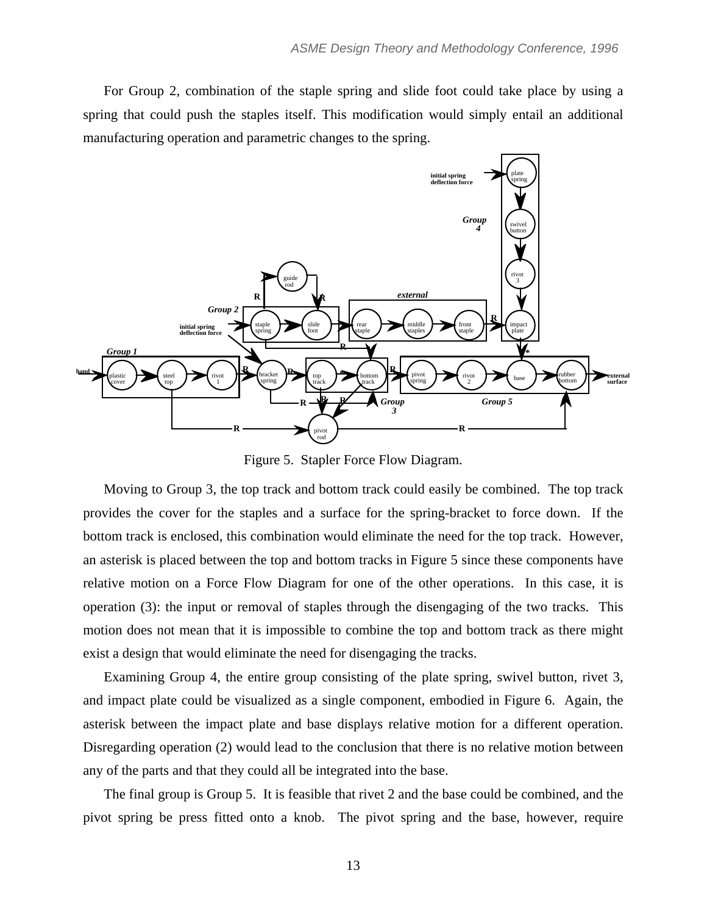For Group 2, combination of the staple spring and slide foot could take place by using a spring that could push the staples itself. This modification would simply entail an additional manufacturing operation and parametric changes to the spring.

Figure 5. Stapler Force Flow Diagram.

Moving to Group 3, the top track and bottom track could easily be combined. The top track provides the cover for the staples and a surface for the spring-bracket to force down. If the bottom track is enclosed, this combination would eliminate the need for the top track. However, an asterisk is placed between the top and bottom tracks in Figure 5 since these components have relative motion on a Force Flow Diagram for one of the other operations. In this case, it is operation (3): the input or removal of staples through the disengaging of the two tracks. This motion does not mean that it is impossible to combine the top and bottom track as there might exist a design that would eliminate the need for disengaging the tracks.

Examining Group 4, the entire group consisting of the plate spring, swivel button, rivet 3, and impact plate could be visualized as a single component, embodied in Figure 6. Again, the asterisk between the impact plate and base displays relative motion for a different operation. Disregarding operation (2) would lead to the conclusion that there is no relative motion between any of the parts and that they could all be integrated into the base.

The final group is Group 5. It is feasible that rivet 2 and the base could be combined, and the pivot spring be press fitted onto a knob. The pivot spring and the base, however, require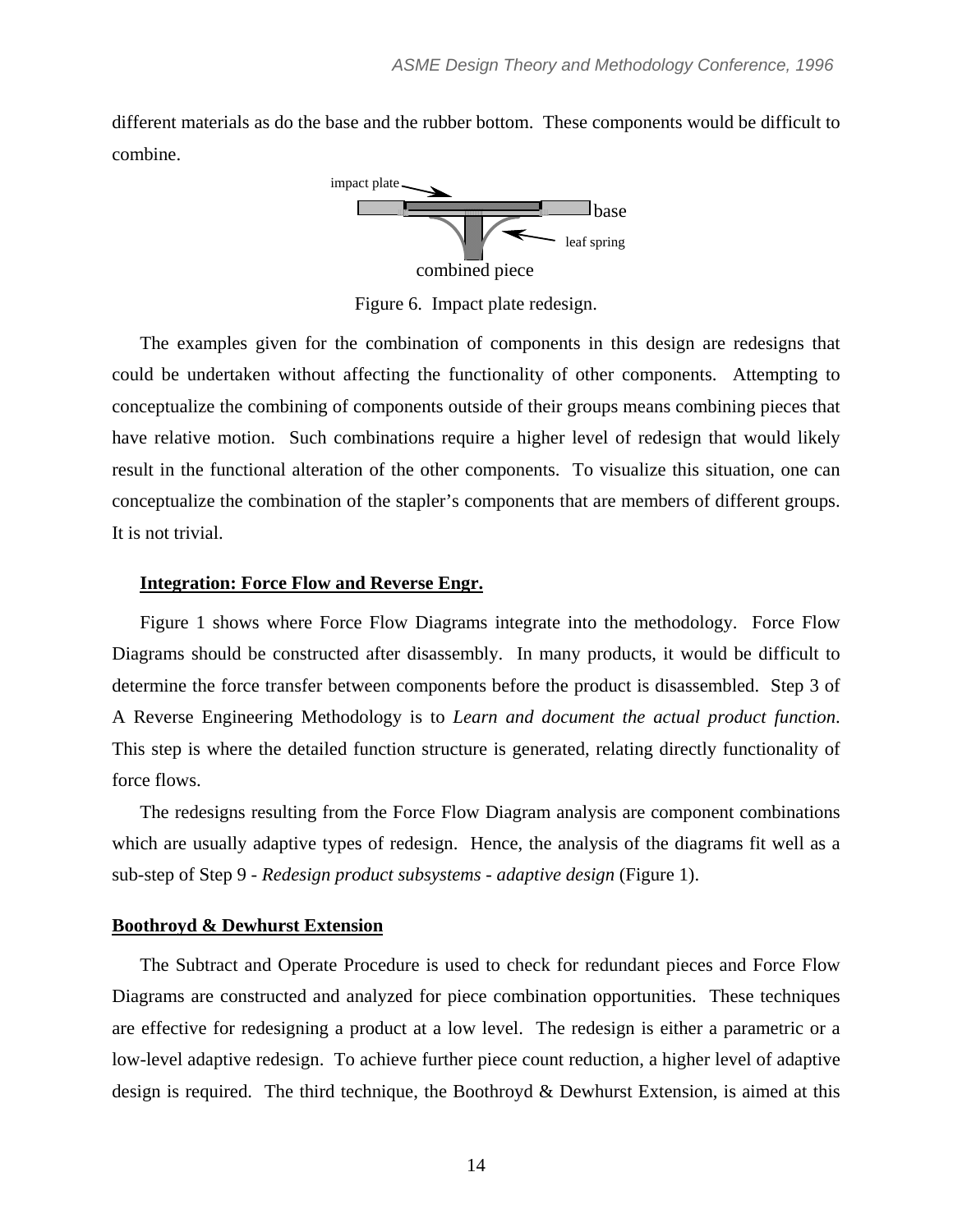different materials as do the base and the rubber bottom. These components would be difficult to combine.

Figure 6. Impact plate redesign.

The examples given for the combination of components in this design are redesigns that could be undertaken without affecting the functionality of other components. Attempting to conceptualize the combining of components outside of their groups means combining pieces that have relative motion. Such combinations require a higher level of redesign that would likely result in the functional alteration of the other components. To visualize this situation, one can conceptualize the combination of the stapler's components that are members of different groups. It is not trivial.

### Integration: Force Flow and Reverse Engr.

Figure 1 shows where Force Flow Diagrams integrate into the methodology. Force Flow Diagrams should be constructed after disassembly. In many products, it would be difficult to determine the force transfer between components before the product is disassembled. Step 3 of A Reverse Engineering Methodology is to *Learn and document the actual product function*. This step is where the detailed function structure is generated, relating directly functionality of force flows.

The redesigns resulting from the Force Flow Diagram analysis are component combinations which are usually adaptive types of redesign. Hence, the analysis of the diagrams fit well as a sub-step of Step 9 - *Redesign product subsystems - adaptive design* (Figure 1).

## Boothroyd & Dewhurst Extension

The Subtract and Operate Procedure is used to check for redundant pieces and Force Flow Diagrams are constructed and analyzed for piece combination opportunities. These techniques are effective for redesigning a product at a low level. The redesign is either a parametric or a low-level adaptive redesign. To achieve further piece count reduction, a higher level of adaptive design is required. The third technique, the Boothroyd & Dewhurst Extension, is aimed at this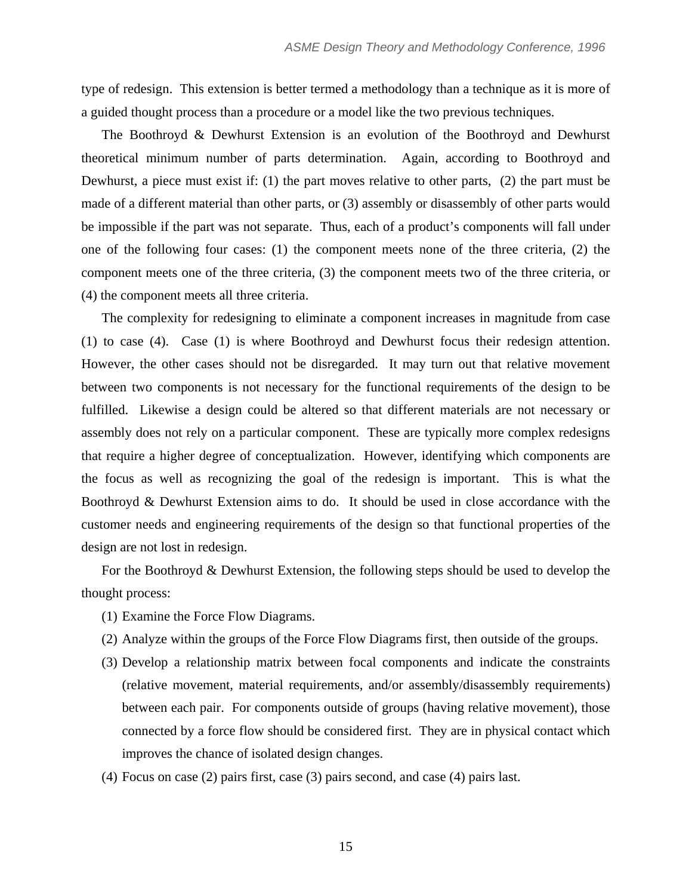type of redesign. This extension is better termed a methodology than a technique as it is more of a guided thought process than a procedure or a model like the two previous techniques.

The Boothroyd & Dewhurst Extension is an evolution of the Boothroyd and Dewhurst theoretical minimum number of parts determination. Again, according to Boothroyd and Dewhurst, a piece must exist if: (1) the part moves relative to other parts, (2) the part must be made of a different material than other parts, or (3) assembly or disassembly of other parts would be impossible if the part was not separate. Thus, each of a product's components will fall under one of the following four cases: (1) the component meets none of the three criteria, (2) the component meets one of the three criteria, (3) the component meets two of the three criteria, or (4) the component meets all three criteria.

The complexity for redesigning to eliminate a component increases in magnitude from case (1) to case (4). Case (1) is where Boothroyd and Dewhurst focus their redesign attention. However, the other cases should not be disregarded. It may turn out that relative movement between two components is not necessary for the functional requirements of the design to be fulfilled. Likewise a design could be altered so that different materials are not necessary or assembly does not rely on a particular component. These are typically more complex redesigns that require a higher degree of conceptualization. However, identifying which components are the focus as well as recognizing the goal of the redesign is important. This is what the Boothroyd & Dewhurst Extension aims to do. It should be used in close accordance with the customer needs and engineering requirements of the design so that functional properties of the design are not lost in redesign.

For the Boothroyd & Dewhurst Extension, the following steps should be used to develop the thought process:

(1) Examine the Force Flow Diagrams.

(2) Analyze within the groups of the Force Flow Diagrams first, then outside of the groups.

(3) Develop a relationship matrix between focal components and indicate the constraints (relative movement, material requirements, and/or assembly/disassembly requirements) between each pair. For components outside of groups (having relative movement), those connected by a force flow should be considered first. They are in physical contact which improves the chance of isolated design changes.

(4) Focus on case (2) pairs first, case (3) pairs second, and case (4) pairs last.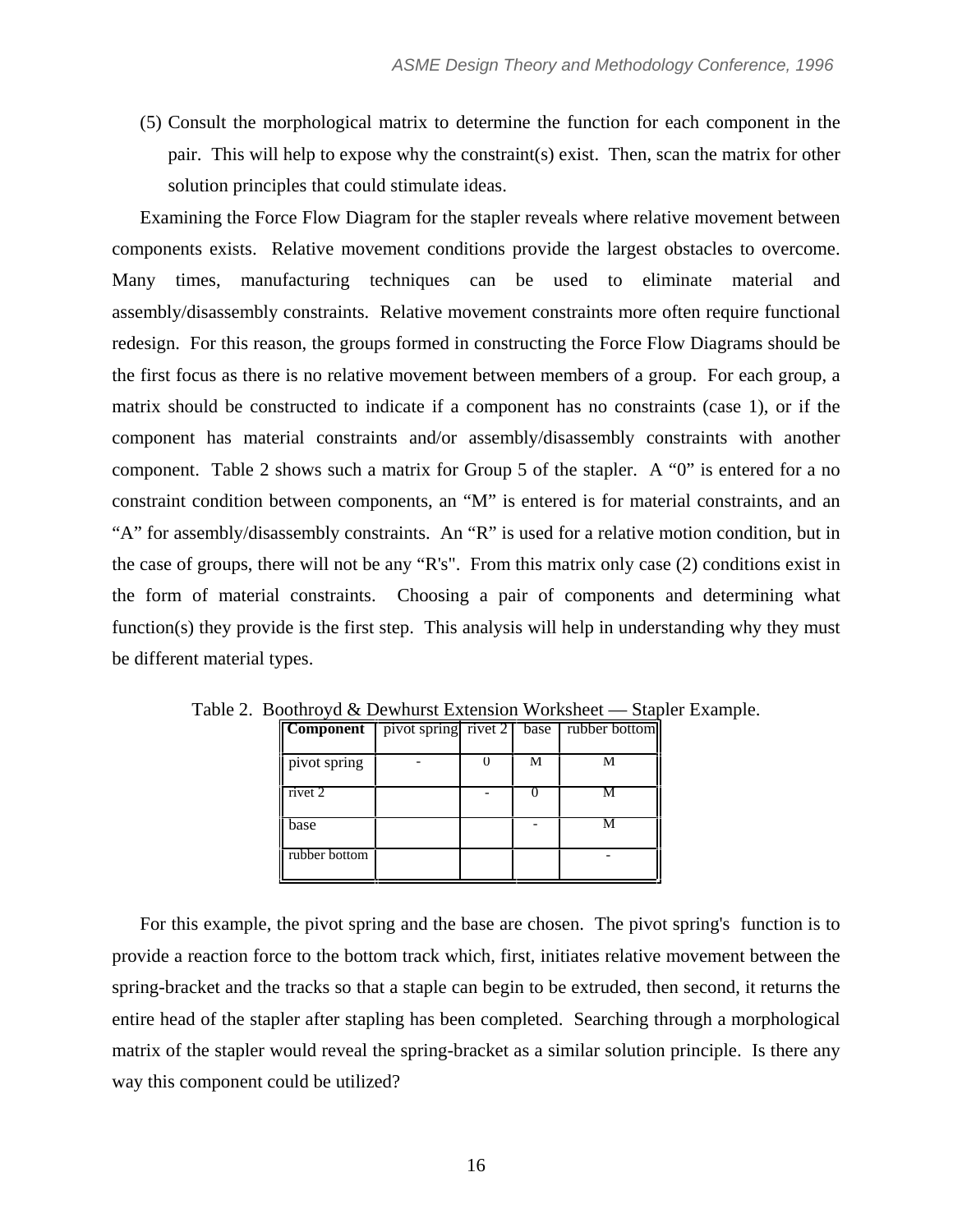(5) Consult the morphological matrix to determine the function for each component in the pair. This will help to expose why the constraint(s) exist. Then, scan the matrix for other solution principles that could stimulate ideas.

Examining the Force Flow Diagram for the stapler reveals where relative movement between components exists. Relative movement conditions provide the largest obstacles to overcome. Many times, manufacturing techniques can be used to eliminate material and assembly/disassembly constraints. Relative movement constraints more often require functional redesign. For this reason, the groups formed in constructing the Force Flow Diagrams should be the first focus as there is no relative movement between members of a group. For each group, a matrix should be constructed to indicate if a component has no constraints (case 1), or if the component has material constraints and/or assembly/disassembly constraints with another component. Table 2 shows such a matrix for Group 5 of the stapler. A "0" is entered for a no constraint condition between components, an "M" is entered is for material constraints, and an "A" for assembly/disassembly constraints. An "R" is used for a relative motion condition, but in the case of groups, there will not be any "R's". From this matrix only case (2) conditions exist in the form of material constraints. Choosing a pair of components and determining what function(s) they provide is the first step. This analysis will help in understanding why they must be different material types.

Table 2. Boothroyd & Dewhurst Extension Worksheet — Stapler Example.

| **Component** | pivot spring | rivet 2 | base | rubber bottom |
|---|---|---|---|---|
| pivot spring | - | 0 | M | M |
| rivet 2 | | - | 0 | M |
| base | | | - | M |
| rubber bottom | | | | - |

For this example, the pivot spring and the base are chosen. The pivot spring's function is to provide a reaction force to the bottom track which, first, initiates relative movement between the spring-bracket and the tracks so that a staple can begin to be extruded, then second, it returns the entire head of the stapler after stapling has been completed. Searching through a morphological matrix of the stapler would reveal the spring-bracket as a similar solution principle. Is there any way this component could be utilized?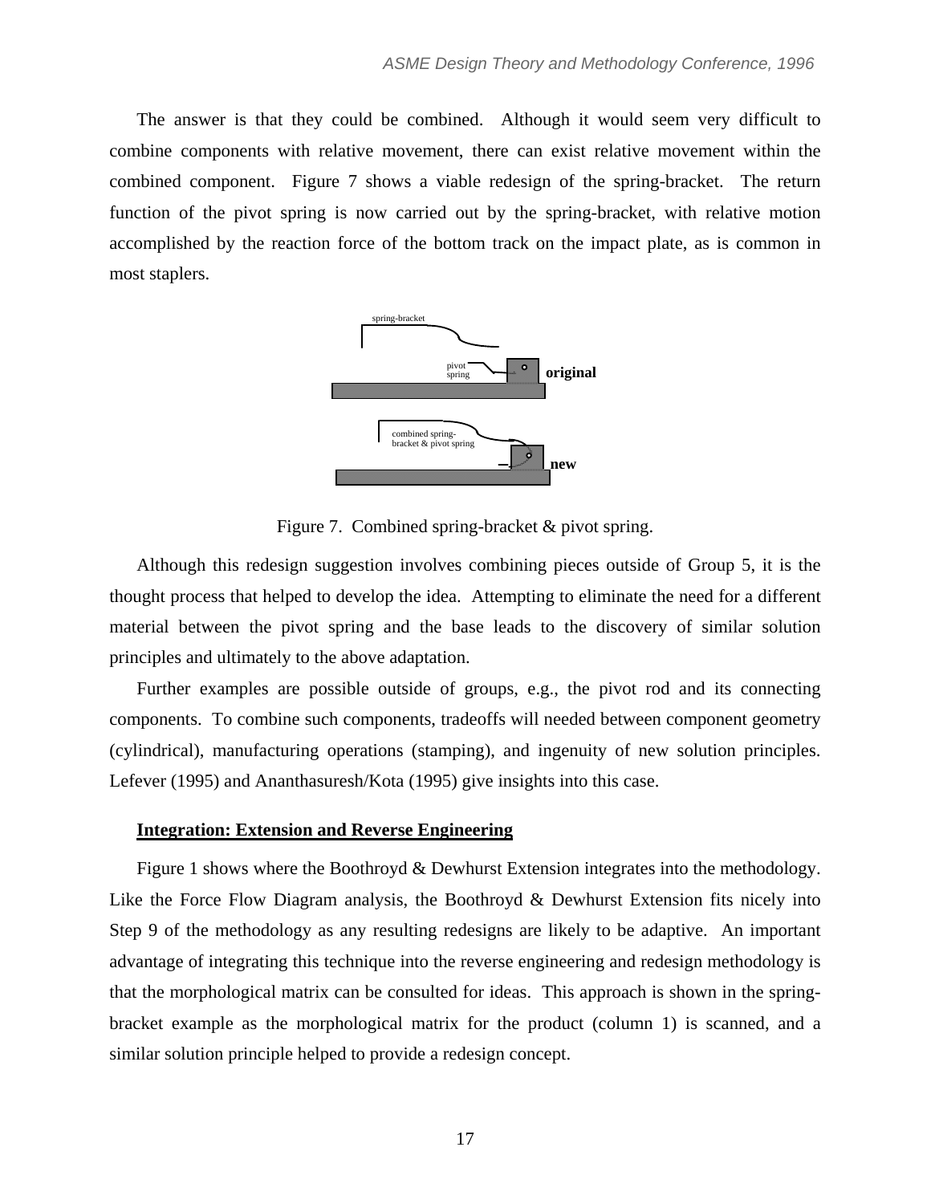The answer is that they could be combined. Although it would seem very difficult to combine components with relative movement, there can exist relative movement within the combined component. Figure 7 shows a viable redesign of the spring-bracket. The return function of the pivot spring is now carried out by the spring-bracket, with relative motion accomplished by the reaction force of the bottom track on the impact plate, as is common in most staplers.

Figure 7. Combined spring-bracket & pivot spring.

Although this redesign suggestion involves combining pieces outside of Group 5, it is the thought process that helped to develop the idea. Attempting to eliminate the need for a different material between the pivot spring and the base leads to the discovery of similar solution principles and ultimately to the above adaptation.

Further examples are possible outside of groups, e.g., the pivot rod and its connecting components. To combine such components, tradeoffs will needed between component geometry (cylindrical), manufacturing operations (stamping), and ingenuity of new solution principles. Lefever (1995) and Ananthasuresh/Kota (1995) give insights into this case.

## Integration: Extension and Reverse Engineering

Figure 1 shows where the Boothroyd & Dewhurst Extension integrates into the methodology. Like the Force Flow Diagram analysis, the Boothroyd & Dewhurst Extension fits nicely into Step 9 of the methodology as any resulting redesigns are likely to be adaptive. An important advantage of integrating this technique into the reverse engineering and redesign methodology is that the morphological matrix can be consulted for ideas. This approach is shown in the spring-bracket example as the morphological matrix for the product (column 1) is scanned, and a similar solution principle helped to provide a redesign concept.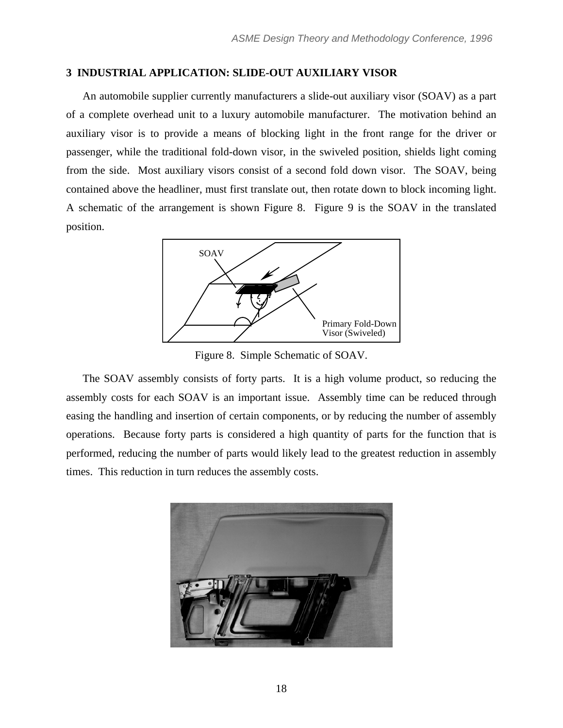## 3 INDUSTRIAL APPLICATION: SLIDE-OUT AUXILIARY VISOR

An automobile supplier currently manufacturers a slide-out auxiliary visor (SOAV) as a part of a complete overhead unit to a luxury automobile manufacturer. The motivation behind an auxiliary visor is to provide a means of blocking light in the front range for the driver or passenger, while the traditional fold-down visor, in the swiveled position, shields light coming from the side. Most auxiliary visors consist of a second fold down visor. The SOAV, being contained above the headliner, must first translate out, then rotate down to block incoming light. A schematic of the arrangement is shown Figure 8. Figure 9 is the SOAV in the translated position.

Figure 8. Simple Schematic of SOAV.

The SOAV assembly consists of forty parts. It is a high volume product, so reducing the assembly costs for each SOAV is an important issue. Assembly time can be reduced through easing the handling and insertion of certain components, or by reducing the number of assembly operations. Because forty parts is considered a high quantity of parts for the function that is performed, reducing the number of parts would likely lead to the greatest reduction in assembly times. This reduction in turn reduces the assembly costs.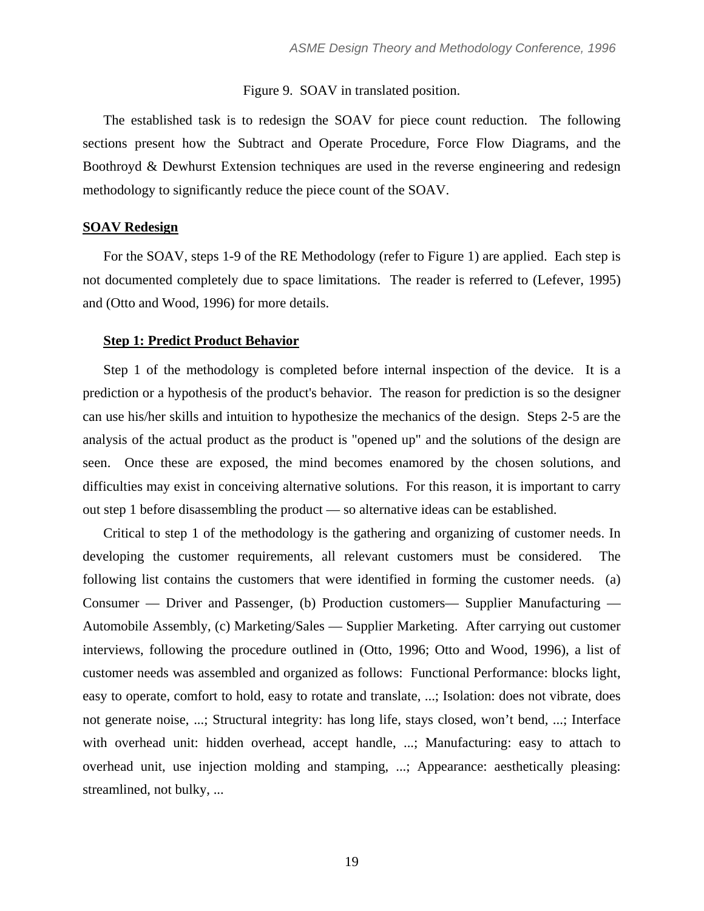Figure 9. SOAV in translated position.

The established task is to redesign the SOAV for piece count reduction. The following sections present how the Subtract and Operate Procedure, Force Flow Diagrams, and the Boothroyd & Dewhurst Extension techniques are used in the reverse engineering and redesign methodology to significantly reduce the piece count of the SOAV.

## SOAV Redesign

For the SOAV, steps 1-9 of the RE Methodology (refer to Figure 1) are applied. Each step is not documented completely due to space limitations. The reader is referred to (Lefever, 1995) and (Otto and Wood, 1996) for more details.

### Step 1: Predict Product Behavior

Step 1 of the methodology is completed before internal inspection of the device. It is a prediction or a hypothesis of the product's behavior. The reason for prediction is so the designer can use his/her skills and intuition to hypothesize the mechanics of the design. Steps 2-5 are the analysis of the actual product as the product is "opened up" and the solutions of the design are seen. Once these are exposed, the mind becomes enamored by the chosen solutions, and difficulties may exist in conceiving alternative solutions. For this reason, it is important to carry out step 1 before disassembling the product — so alternative ideas can be established.

Critical to step 1 of the methodology is the gathering and organizing of customer needs. In developing the customer requirements, all relevant customers must be considered. The following list contains the customers that were identified in forming the customer needs. (a) Consumer — Driver and Passenger, (b) Production customers— Supplier Manufacturing — Automobile Assembly, (c) Marketing/Sales — Supplier Marketing. After carrying out customer interviews, following the procedure outlined in (Otto, 1996; Otto and Wood, 1996), a list of customer needs was assembled and organized as follows: Functional Performance: blocks light, easy to operate, comfort to hold, easy to rotate and translate, ...; Isolation: does not vibrate, does not generate noise, ...; Structural integrity: has long life, stays closed, won't bend, ...; Interface with overhead unit: hidden overhead, accept handle, ...; Manufacturing: easy to attach to overhead unit, use injection molding and stamping, ...; Appearance: aesthetically pleasing: streamlined, not bulky, ...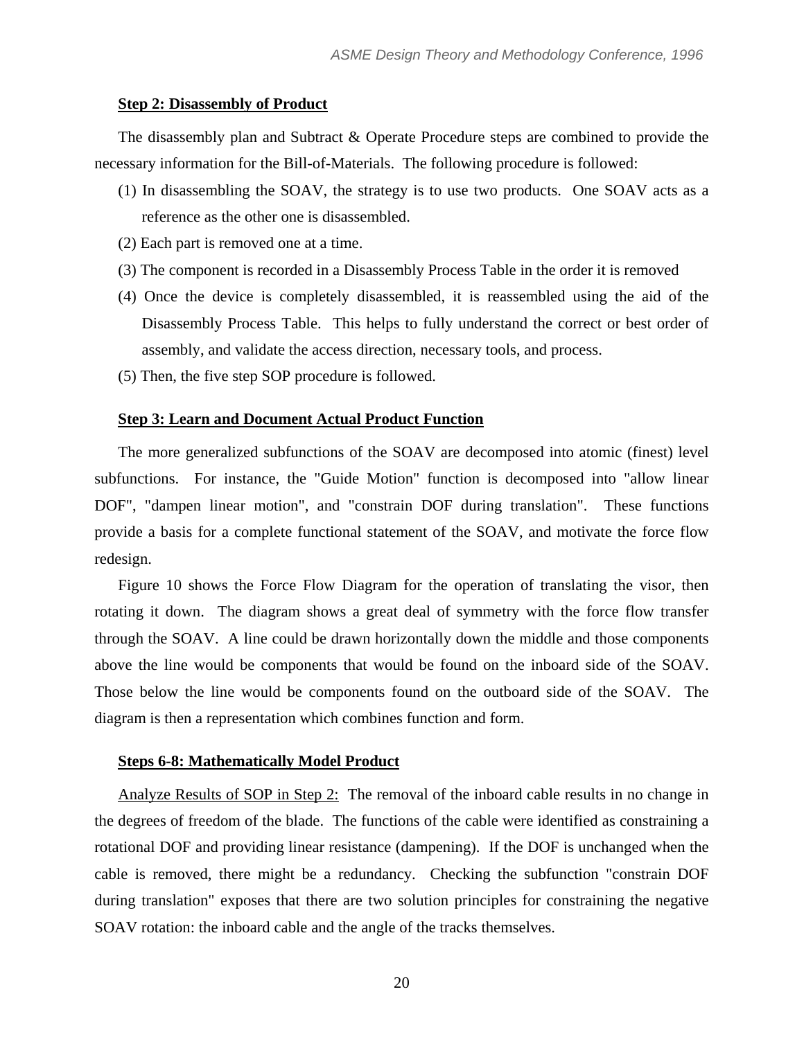### Step 2: Disassembly of Product

The disassembly plan and Subtract & Operate Procedure steps are combined to provide the necessary information for the Bill-of-Materials. The following procedure is followed:

(1) In disassembling the SOAV, the strategy is to use two products. One SOAV acts as a reference as the other one is disassembled.

(2) Each part is removed one at a time.

(3) The component is recorded in a Disassembly Process Table in the order it is removed

(4) Once the device is completely disassembled, it is reassembled using the aid of the Disassembly Process Table. This helps to fully understand the correct or best order of assembly, and validate the access direction, necessary tools, and process.

(5) Then, the five step SOP procedure is followed.

### Step 3: Learn and Document Actual Product Function

The more generalized subfunctions of the SOAV are decomposed into atomic (finest) level subfunctions. For instance, the "Guide Motion" function is decomposed into "allow linear DOF", "dampen linear motion", and "constrain DOF during translation". These functions provide a basis for a complete functional statement of the SOAV, and motivate the force flow redesign.

Figure 10 shows the Force Flow Diagram for the operation of translating the visor, then rotating it down. The diagram shows a great deal of symmetry with the force flow transfer through the SOAV. A line could be drawn horizontally down the middle and those components above the line would be components that would be found on the inboard side of the SOAV. Those below the line would be components found on the outboard side of the SOAV. The diagram is then a representation which combines function and form.

### Steps 6-8: Mathematically Model Product

Analyze Results of SOP in Step 2: The removal of the inboard cable results in no change in the degrees of freedom of the blade. The functions of the cable were identified as constraining a rotational DOF and providing linear resistance (dampening). If the DOF is unchanged when the cable is removed, there might be a redundancy. Checking the subfunction "constrain DOF during translation" exposes that there are two solution principles for constraining the negative SOAV rotation: the inboard cable and the angle of the tracks themselves.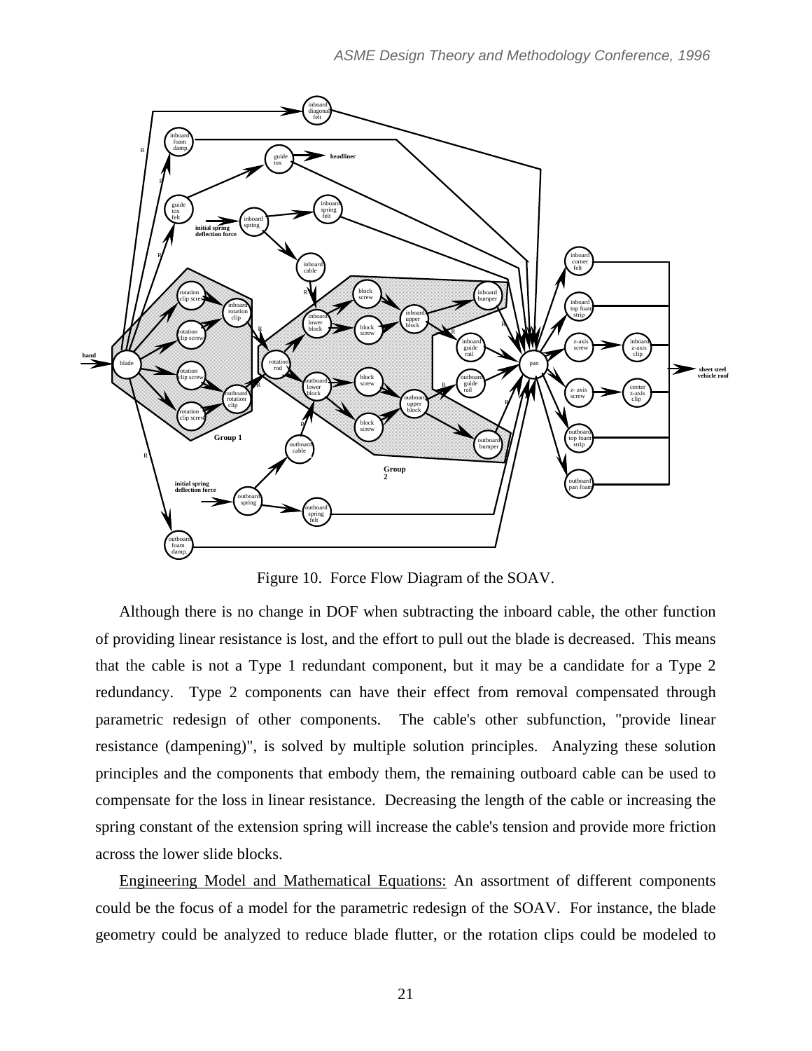Figure 10. Force Flow Diagram of the SOAV.

Although there is no change in DOF when subtracting the inboard cable, the other function of providing linear resistance is lost, and the effort to pull out the blade is decreased. This means that the cable is not a Type 1 redundant component, but it may be a candidate for a Type 2 redundancy. Type 2 components can have their effect from removal compensated through parametric redesign of other components. The cable's other subfunction, "provide linear resistance (dampening)", is solved by multiple solution principles. Analyzing these solution principles and the components that embody them, the remaining outboard cable can be used to compensate for the loss in linear resistance. Decreasing the length of the cable or increasing the spring constant of the extension spring will increase the cable's tension and provide more friction across the lower slide blocks.

Engineering Model and Mathematical Equations: An assortment of different components could be the focus of a model for the parametric redesign of the SOAV. For instance, the blade geometry could be analyzed to reduce blade flutter, or the rotation clips could be modeled to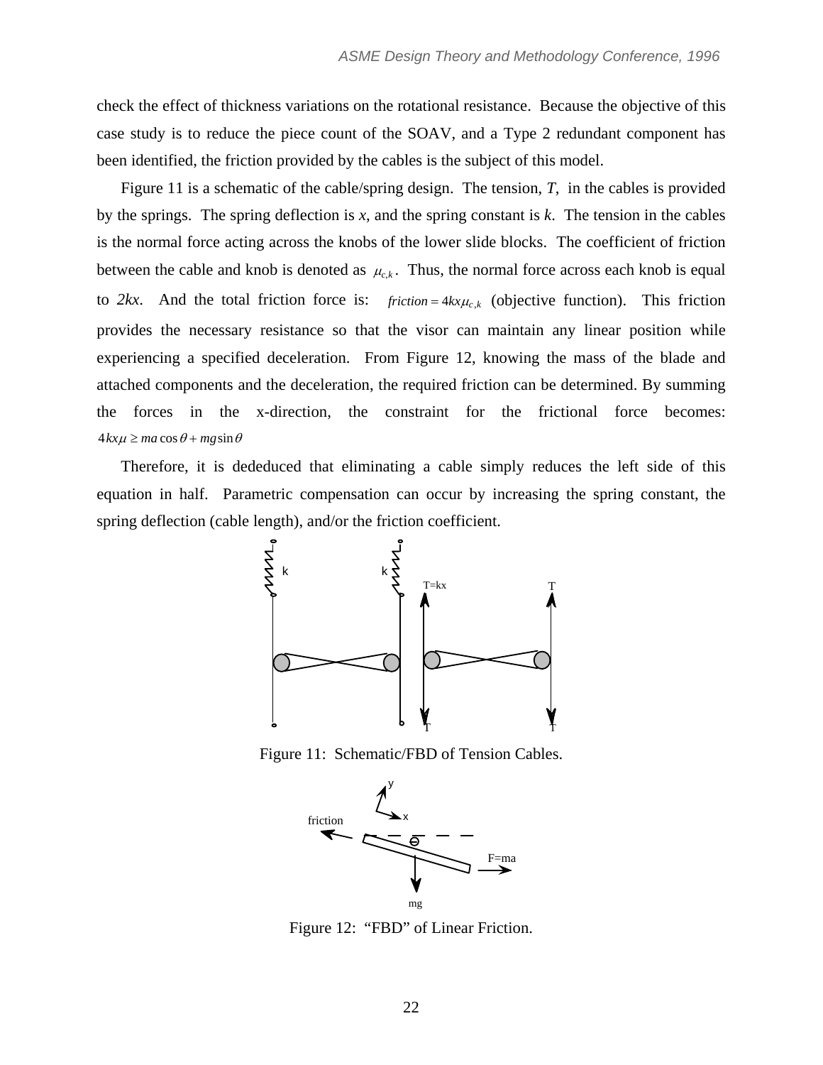check the effect of thickness variations on the rotational resistance. Because the objective of this case study is to reduce the piece count of the SOAV, and a Type 2 redundant component has been identified, the friction provided by the cables is the subject of this model.

Figure 11 is a schematic of the cable/spring design. The tension, *T*, in the cables is provided by the springs. The spring deflection is *x*, and the spring constant is *k*. The tension in the cables is the normal force acting across the knobs of the lower slide blocks. The coefficient of friction between the cable and knob is denoted as $\mu_{c,k}$. Thus, the normal force across each knob is equal to *2kx*. And the total friction force is: $friction = 4kx\mu_{c,k}$ (objective function). This friction provides the necessary resistance so that the visor can maintain any linear position while experiencing a specified deceleration. From Figure 12, knowing the mass of the blade and attached components and the deceleration, the required friction can be determined. By summing the forces in the x-direction, the constraint for the frictional force becomes: $4kx\mu \geq ma\cos\theta + mg\sin\theta$

Therefore, it is dededuced that eliminating a cable simply reduces the left side of this equation in half. Parametric compensation can occur by increasing the spring constant, the spring deflection (cable length), and/or the friction coefficient.

Figure 11: Schematic/FBD of Tension Cables.

Figure 12: "FBD" of Linear Friction.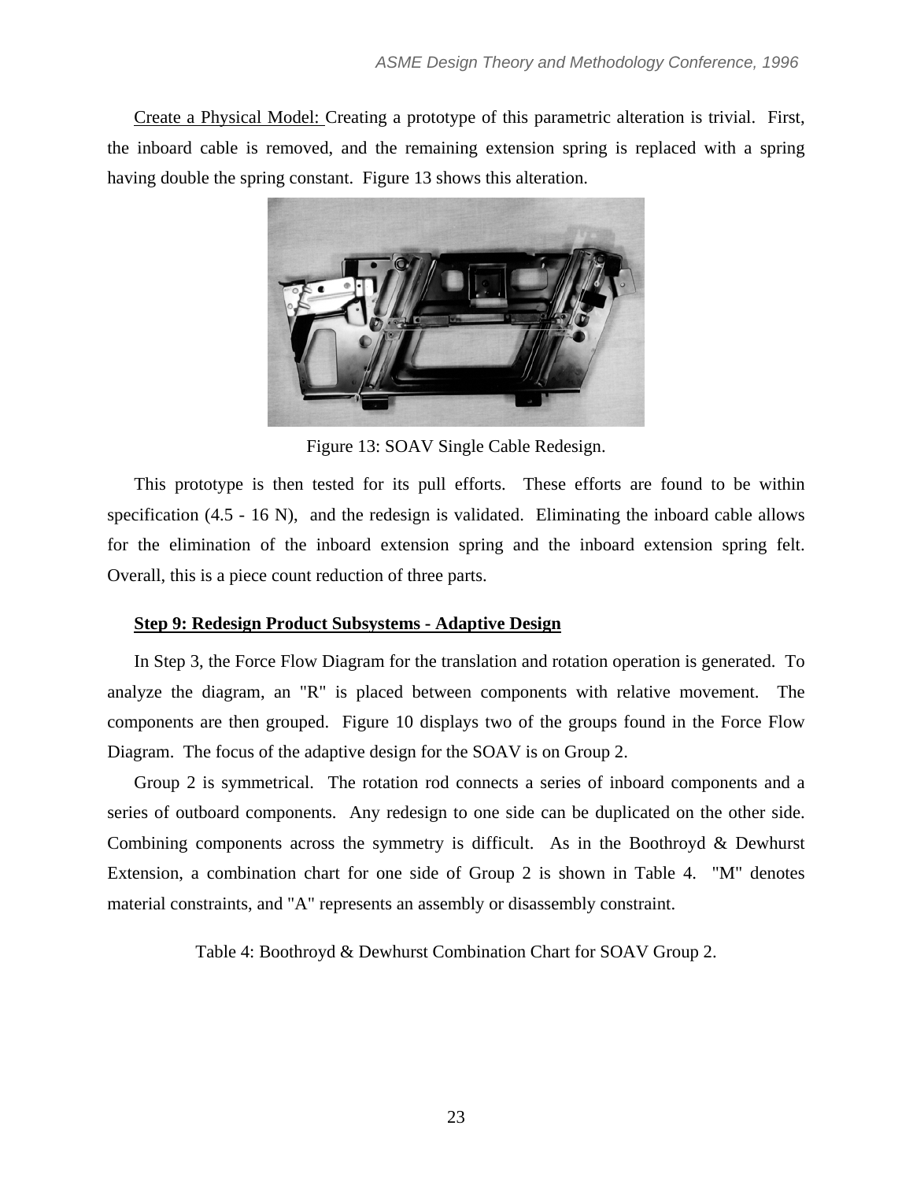Create a Physical Model: Creating a prototype of this parametric alteration is trivial. First, the inboard cable is removed, and the remaining extension spring is replaced with a spring having double the spring constant. Figure 13 shows this alteration.

Figure 13: SOAV Single Cable Redesign.

This prototype is then tested for its pull efforts. These efforts are found to be within specification (4.5 - 16 N), and the redesign is validated. Eliminating the inboard cable allows for the elimination of the inboard extension spring and the inboard extension spring felt. Overall, this is a piece count reduction of three parts.

### Step 9: Redesign Product Subsystems - Adaptive Design

In Step 3, the Force Flow Diagram for the translation and rotation operation is generated. To analyze the diagram, an "R" is placed between components with relative movement. The components are then grouped. Figure 10 displays two of the groups found in the Force Flow Diagram. The focus of the adaptive design for the SOAV is on Group 2.

Group 2 is symmetrical. The rotation rod connects a series of inboard components and a series of outboard components. Any redesign to one side can be duplicated on the other side. Combining components across the symmetry is difficult. As in the Boothroyd & Dewhurst Extension, a combination chart for one side of Group 2 is shown in Table 4. "M" denotes material constraints, and "A" represents an assembly or disassembly constraint.

Table 4: Boothroyd & Dewhurst Combination Chart for SOAV Group 2.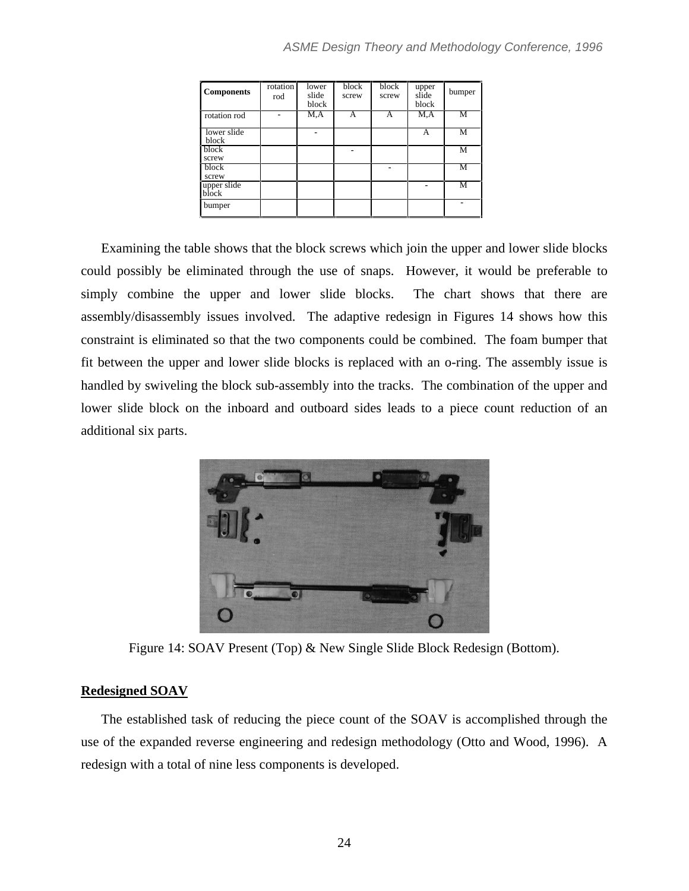| Components | rotation rod | lower slide block | block screw | block screw | upper slide block | bumper |
|---|---|---|---|---|---|---|
| rotation rod | - | M,A | A | A | M,A | M |
| lower slide block | | - | | | A | M |
| block screw | | | - | | | M |
| block screw | | | | - | | M |
| upper slide block | | | | | - | M |
| bumper | | | | | | - |

Examining the table shows that the block screws which join the upper and lower slide blocks could possibly be eliminated through the use of snaps. However, it would be preferable to simply combine the upper and lower slide blocks. The chart shows that there are assembly/disassembly issues involved. The adaptive redesign in Figures 14 shows how this constraint is eliminated so that the two components could be combined. The foam bumper that fit between the upper and lower slide blocks is replaced with an o-ring. The assembly issue is handled by swiveling the block sub-assembly into the tracks. The combination of the upper and lower slide block on the inboard and outboard sides leads to a piece count reduction of an additional six parts.

Figure 14: SOAV Present (Top) & New Single Slide Block Redesign (Bottom).

## Redesigned SOAV

The established task of reducing the piece count of the SOAV is accomplished through the use of the expanded reverse engineering and redesign methodology (Otto and Wood, 1996). A redesign with a total of nine less components is developed.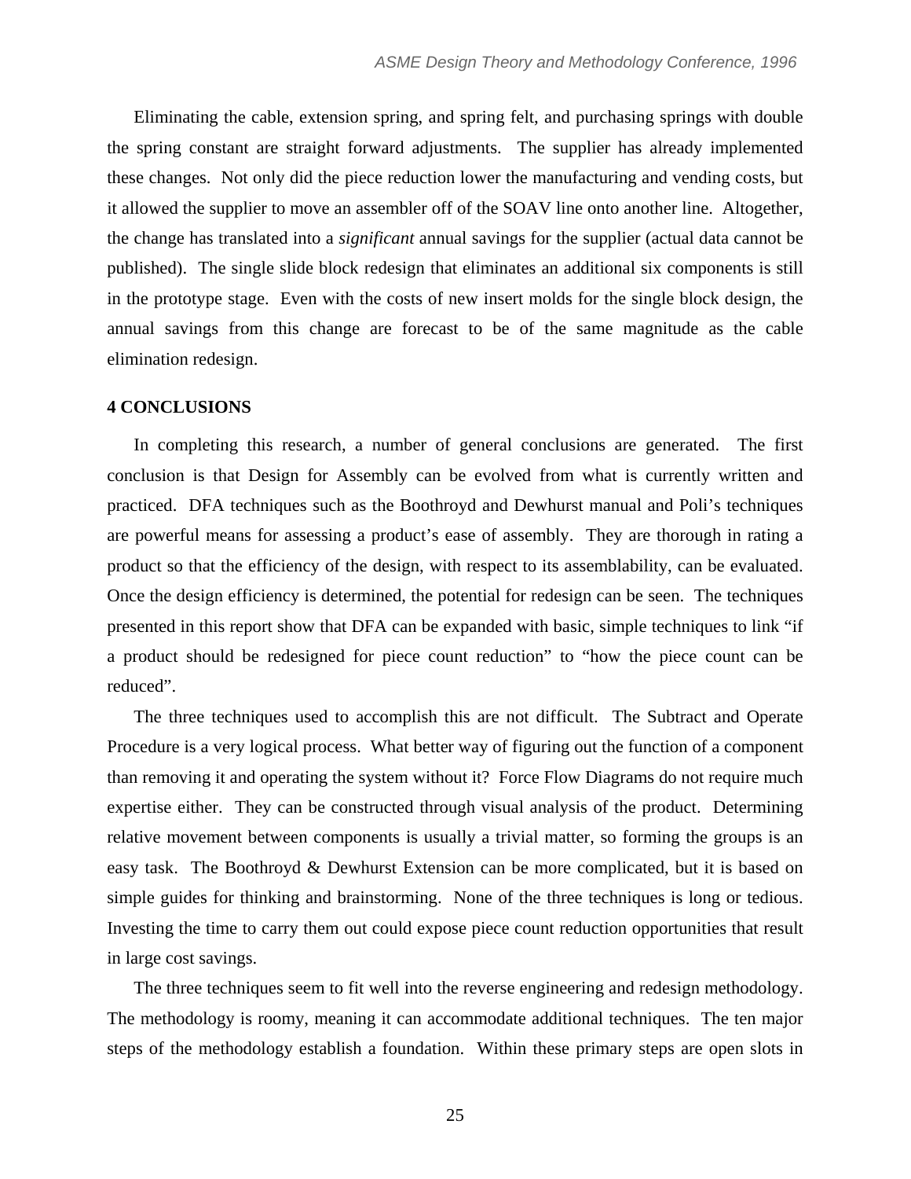Eliminating the cable, extension spring, and spring felt, and purchasing springs with double the spring constant are straight forward adjustments. The supplier has already implemented these changes. Not only did the piece reduction lower the manufacturing and vending costs, but it allowed the supplier to move an assembler off of the SOAV line onto another line. Altogether, the change has translated into a *significant* annual savings for the supplier (actual data cannot be published). The single slide block redesign that eliminates an additional six components is still in the prototype stage. Even with the costs of new insert molds for the single block design, the annual savings from this change are forecast to be of the same magnitude as the cable elimination redesign.

## 4 CONCLUSIONS

In completing this research, a number of general conclusions are generated. The first conclusion is that Design for Assembly can be evolved from what is currently written and practiced. DFA techniques such as the Boothroyd and Dewhurst manual and Poli's techniques are powerful means for assessing a product's ease of assembly. They are thorough in rating a product so that the efficiency of the design, with respect to its assemblability, can be evaluated. Once the design efficiency is determined, the potential for redesign can be seen. The techniques presented in this report show that DFA can be expanded with basic, simple techniques to link "if a product should be redesigned for piece count reduction" to "how the piece count can be reduced".

The three techniques used to accomplish this are not difficult. The Subtract and Operate Procedure is a very logical process. What better way of figuring out the function of a component than removing it and operating the system without it? Force Flow Diagrams do not require much expertise either. They can be constructed through visual analysis of the product. Determining relative movement between components is usually a trivial matter, so forming the groups is an easy task. The Boothroyd & Dewhurst Extension can be more complicated, but it is based on simple guides for thinking and brainstorming. None of the three techniques is long or tedious. Investing the time to carry them out could expose piece count reduction opportunities that result in large cost savings.

The three techniques seem to fit well into the reverse engineering and redesign methodology. The methodology is roomy, meaning it can accommodate additional techniques. The ten major steps of the methodology establish a foundation. Within these primary steps are open slots in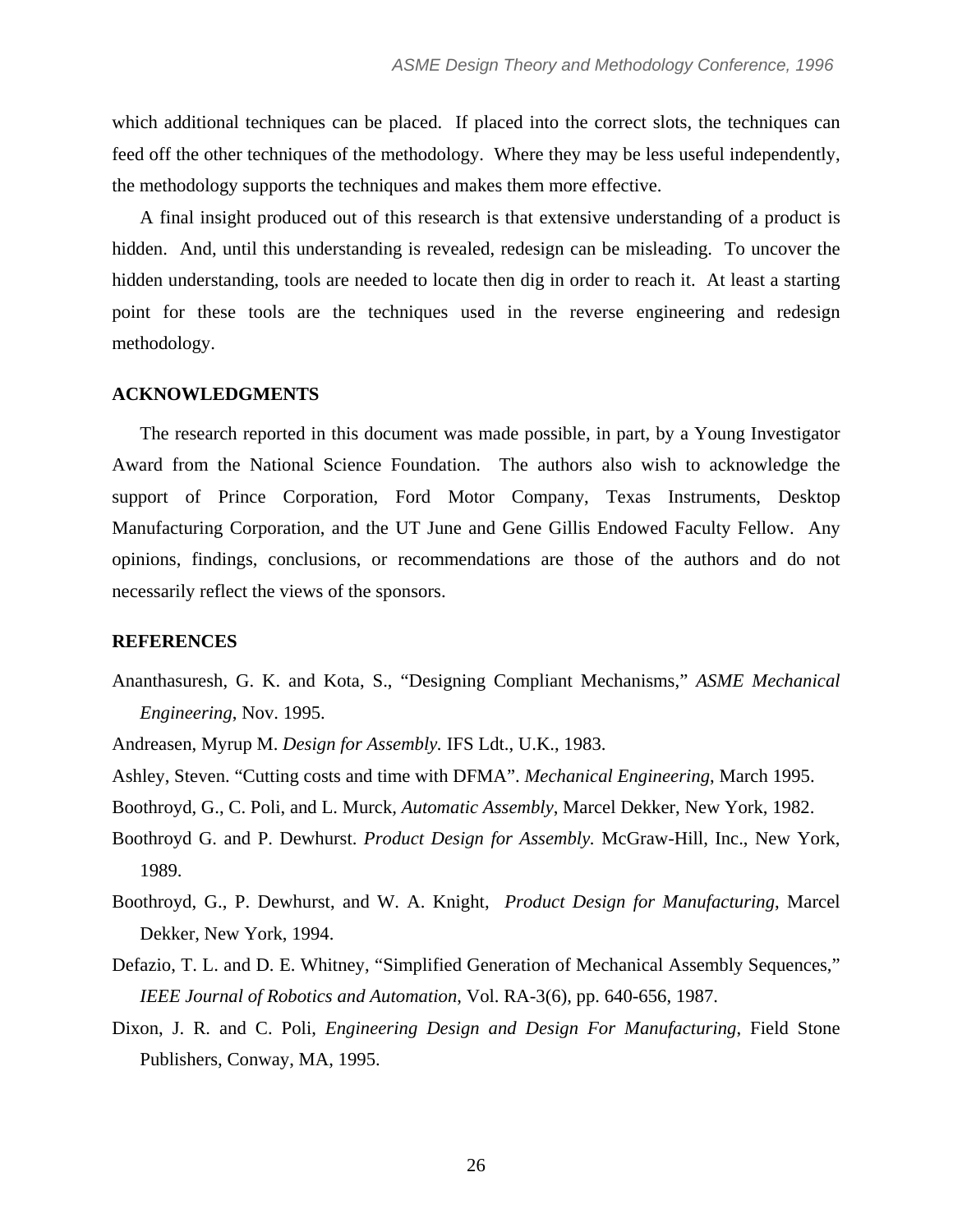which additional techniques can be placed. If placed into the correct slots, the techniques can feed off the other techniques of the methodology. Where they may be less useful independently, the methodology supports the techniques and makes them more effective.

A final insight produced out of this research is that extensive understanding of a product is hidden. And, until this understanding is revealed, redesign can be misleading. To uncover the hidden understanding, tools are needed to locate then dig in order to reach it. At least a starting point for these tools are the techniques used in the reverse engineering and redesign methodology.

## ACKNOWLEDGMENTS

The research reported in this document was made possible, in part, by a Young Investigator Award from the National Science Foundation. The authors also wish to acknowledge the support of Prince Corporation, Ford Motor Company, Texas Instruments, Desktop Manufacturing Corporation, and the UT June and Gene Gillis Endowed Faculty Fellow. Any opinions, findings, conclusions, or recommendations are those of the authors and do not necessarily reflect the views of the sponsors.

## REFERENCES

Ananthasuresh, G. K. and Kota, S., "Designing Compliant Mechanisms," *ASME Mechanical Engineering*, Nov. 1995.

Andreasen, Myrup M. *Design for Assembly.* IFS Ldt., U.K., 1983.

Ashley, Steven. "Cutting costs and time with DFMA". *Mechanical Engineering*, March 1995.

Boothroyd, G., C. Poli, and L. Murck, *Automatic Assembly*, Marcel Dekker, New York, 1982.

Boothroyd G. and P. Dewhurst. *Product Design for Assembly.* McGraw-Hill, Inc., New York, 1989.

Boothroyd, G., P. Dewhurst, and W. A. Knight, *Product Design for Manufacturing*, Marcel Dekker, New York, 1994.

Defazio, T. L. and D. E. Whitney, "Simplified Generation of Mechanical Assembly Sequences," *IEEE Journal of Robotics and Automation*, Vol. RA-3(6), pp. 640-656, 1987.

Dixon, J. R. and C. Poli, *Engineering Design and Design For Manufacturing*, Field Stone Publishers, Conway, MA, 1995.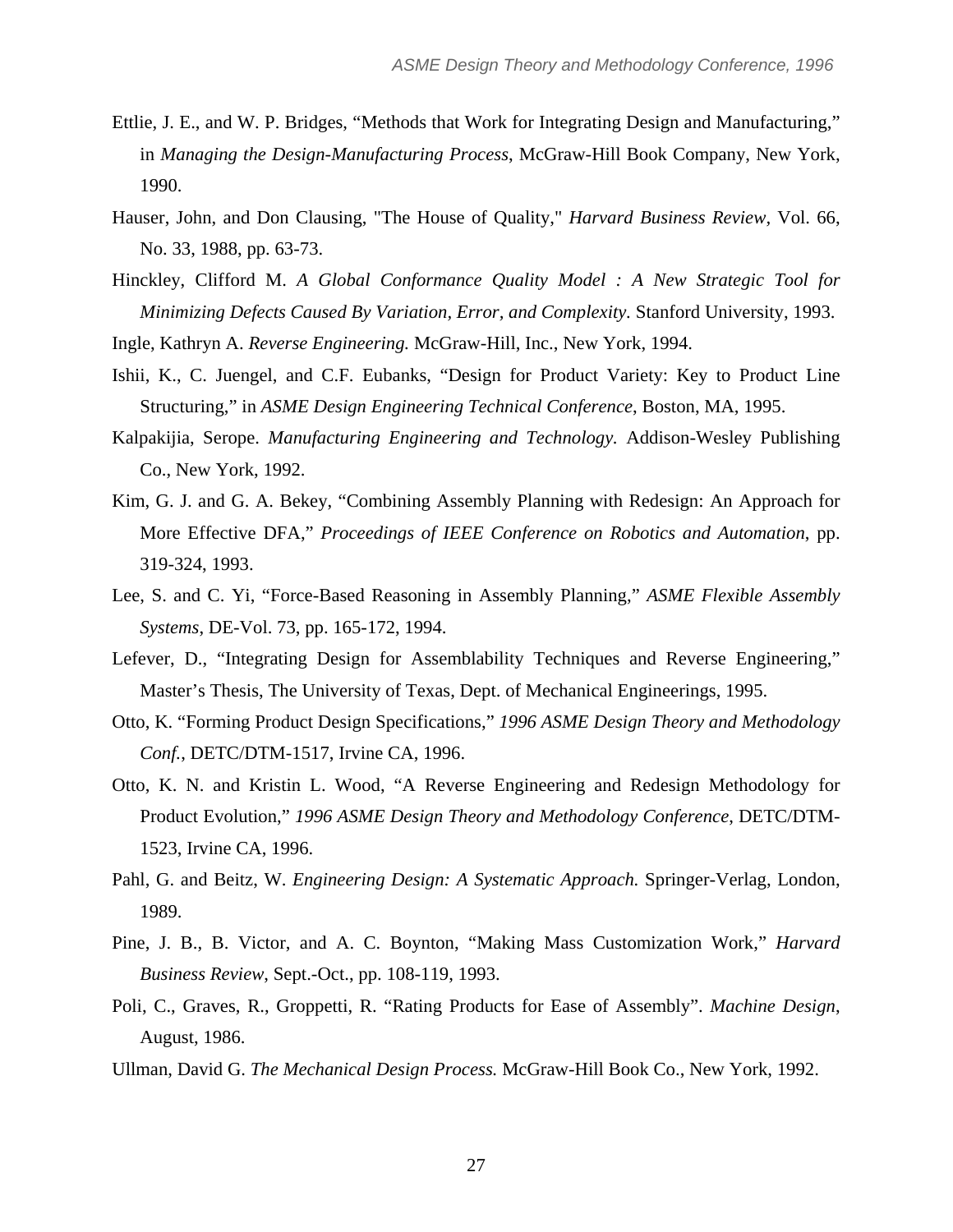Ettlie, J. E., and W. P. Bridges, "Methods that Work for Integrating Design and Manufacturing," in *Managing the Design-Manufacturing Process*, McGraw-Hill Book Company, New York, 1990.

Hauser, John, and Don Clausing, "The House of Quality," *Harvard Business Review*, Vol. 66, No. 33, 1988, pp. 63-73.

Hinckley, Clifford M. *A Global Conformance Quality Model : A New Strategic Tool for Minimizing Defects Caused By Variation, Error, and Complexity*. Stanford University, 1993.

Ingle, Kathryn A. *Reverse Engineering.* McGraw-Hill, Inc., New York, 1994.

Ishii, K., C. Juengel, and C.F. Eubanks, "Design for Product Variety: Key to Product Line Structuring," in *ASME Design Engineering Technical Conference*, Boston, MA, 1995.

Kalpakijia, Serope. *Manufacturing Engineering and Technology.* Addison-Wesley Publishing Co., New York, 1992.

Kim, G. J. and G. A. Bekey, "Combining Assembly Planning with Redesign: An Approach for More Effective DFA," *Proceedings of IEEE Conference on Robotics and Automation*, pp. 319-324, 1993.

Lee, S. and C. Yi, "Force-Based Reasoning in Assembly Planning," *ASME Flexible Assembly Systems*, DE-Vol. 73, pp. 165-172, 1994.

Lefever, D., "Integrating Design for Assemblability Techniques and Reverse Engineering," Master's Thesis, The University of Texas, Dept. of Mechanical Engineerings, 1995.

Otto, K. "Forming Product Design Specifications," *1996 ASME Design Theory and Methodology Conf.*, DETC/DTM-1517, Irvine CA, 1996.

Otto, K. N. and Kristin L. Wood, "A Reverse Engineering and Redesign Methodology for Product Evolution," *1996 ASME Design Theory and Methodology Conference*, DETC/DTM-1523, Irvine CA, 1996.

Pahl, G. and Beitz, W. *Engineering Design: A Systematic Approach.* Springer-Verlag, London, 1989.

Pine, J. B., B. Victor, and A. C. Boynton, "Making Mass Customization Work," *Harvard Business Review*, Sept.-Oct., pp. 108-119, 1993.

Poli, C., Graves, R., Groppetti, R. "Rating Products for Ease of Assembly". *Machine Design*, August, 1986.

Ullman, David G. *The Mechanical Design Process.* McGraw-Hill Book Co., New York, 1992.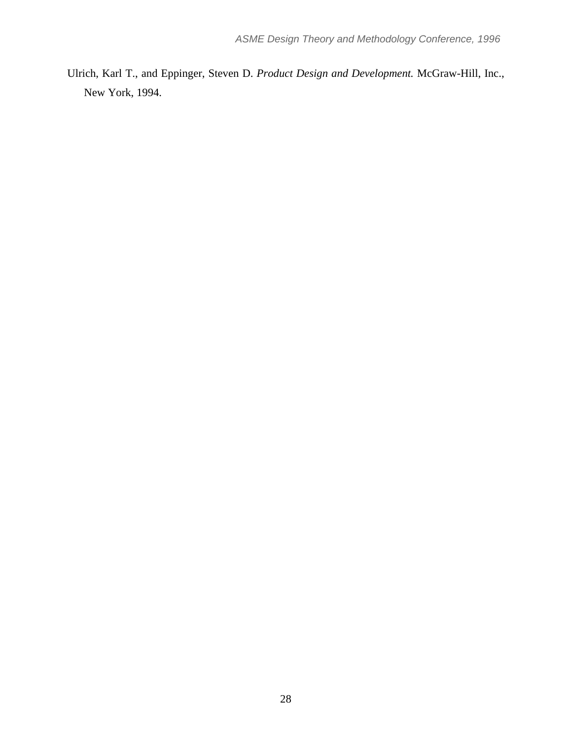Ulrich, Karl T., and Eppinger, Steven D. *Product Design and Development.* McGraw-Hill, Inc., New York, 1994.